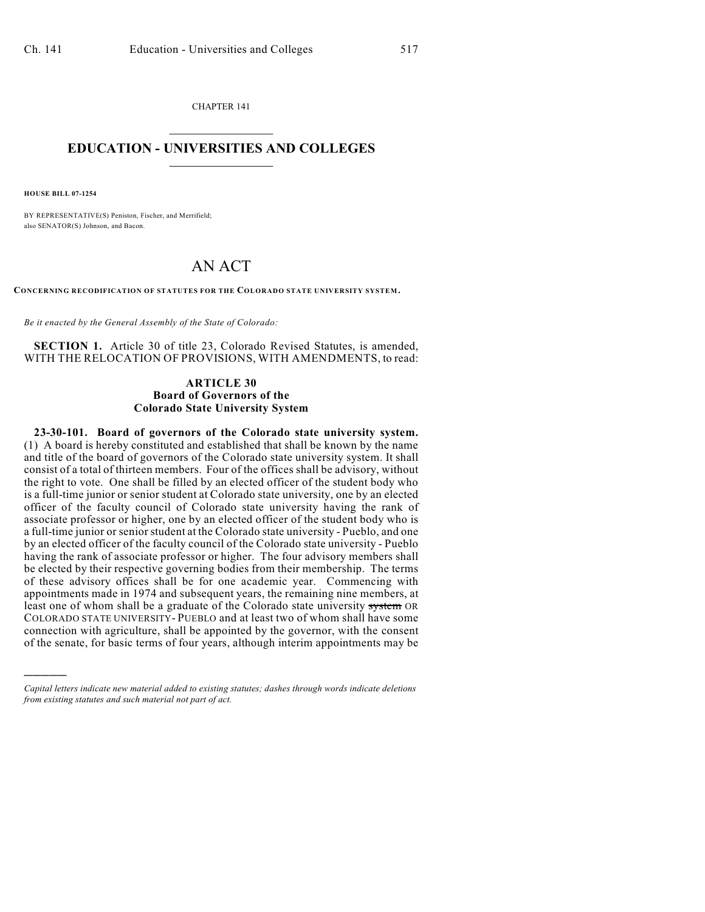CHAPTER 141

# EDUCATION - UNIVERSITIES AND COLLEGES

**HOUSE BILL 07-1254**

BY REPRESENTATIVE(S) Peniston, Fischer, and Merrifield;
also SENATOR(S) Johnson, and Bacon.

# AN ACT

**CONCERNING RECODIFICATION OF STATUTES FOR THE COLORADO STATE UNIVERSITY SYSTEM.**

*Be it enacted by the General Assembly of the State of Colorado:*

**SECTION 1.** Article 30 of title 23, Colorado Revised Statutes, is amended, WITH THE RELOCATION OF PROVISIONS, WITH AMENDMENTS, to read:

## ARTICLE 30
## Board of Governors of the Colorado State University System

**23-30-101. Board of governors of the Colorado state university system.** (1) A board is hereby constituted and established that shall be known by the name and title of the board of governors of the Colorado state university system. It shall consist of a total of thirteen members. Four of the offices shall be advisory, without the right to vote. One shall be filled by an elected officer of the student body who is a full-time junior or senior student at Colorado state university, one by an elected officer of the faculty council of Colorado state university having the rank of associate professor or higher, one by an elected officer of the student body who is a full-time junior or senior student at the Colorado state university - Pueblo, and one by an elected officer of the faculty council of the Colorado state university - Pueblo having the rank of associate professor or higher. The four advisory members shall be elected by their respective governing bodies from their membership. The terms of these advisory offices shall be for one academic year. Commencing with appointments made in 1974 and subsequent years, the remaining nine members, at least one of whom shall be a graduate of the Colorado state university ~~system~~ OR COLORADO STATE UNIVERSITY- PUEBLO and at least two of whom shall have some connection with agriculture, shall be appointed by the governor, with the consent of the senate, for basic terms of four years, although interim appointments may be

---

*Capital letters indicate new material added to existing statutes; dashes through words indicate deletions from existing statutes and such material not part of act.*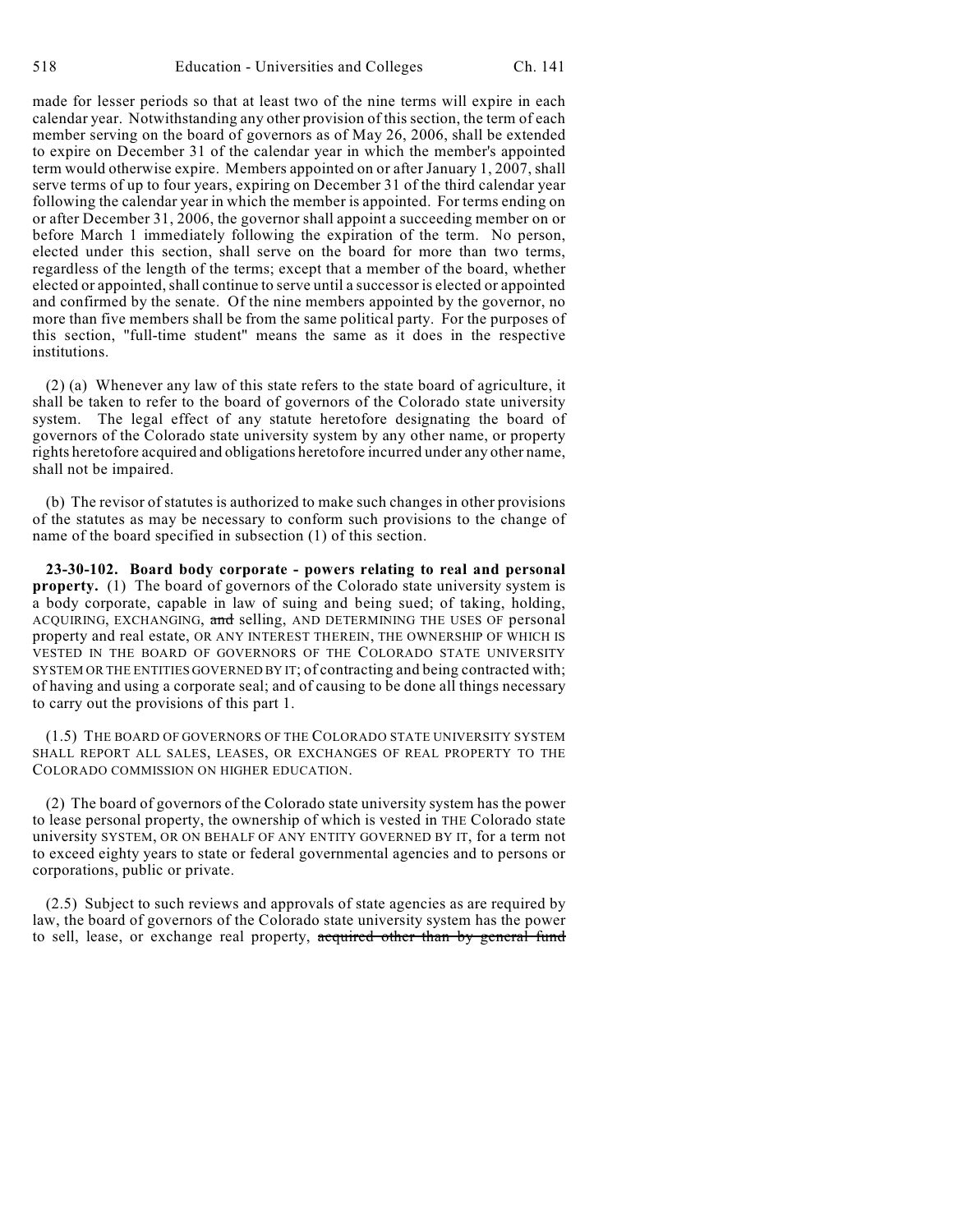made for lesser periods so that at least two of the nine terms will expire in each calendar year. Notwithstanding any other provision of this section, the term of each member serving on the board of governors as of May 26, 2006, shall be extended to expire on December 31 of the calendar year in which the member's appointed term would otherwise expire. Members appointed on or after January 1, 2007, shall serve terms of up to four years, expiring on December 31 of the third calendar year following the calendar year in which the member is appointed. For terms ending on or after December 31, 2006, the governor shall appoint a succeeding member on or before March 1 immediately following the expiration of the term. No person, elected under this section, shall serve on the board for more than two terms, regardless of the length of the terms; except that a member of the board, whether elected or appointed, shall continue to serve until a successor is elected or appointed and confirmed by the senate. Of the nine members appointed by the governor, no more than five members shall be from the same political party. For the purposes of this section, "full-time student" means the same as it does in the respective institutions.

(2) (a) Whenever any law of this state refers to the state board of agriculture, it shall be taken to refer to the board of governors of the Colorado state university system. The legal effect of any statute heretofore designating the board of governors of the Colorado state university system by any other name, or property rights heretofore acquired and obligations heretofore incurred under any other name, shall not be impaired.

(b) The revisor of statutes is authorized to make such changes in other provisions of the statutes as may be necessary to conform such provisions to the change of name of the board specified in subsection (1) of this section.

**23-30-102. Board body corporate - powers relating to real and personal property.** (1) The board of governors of the Colorado state university system is a body corporate, capable in law of suing and being sued; of taking, holding, ACQUIRING, EXCHANGING, ~~and~~ selling, AND DETERMINING THE USES OF personal property and real estate, OR ANY INTEREST THEREIN, THE OWNERSHIP OF WHICH IS VESTED IN THE BOARD OF GOVERNORS OF THE COLORADO STATE UNIVERSITY SYSTEM OR THE ENTITIES GOVERNED BY IT; of contracting and being contracted with; of having and using a corporate seal; and of causing to be done all things necessary to carry out the provisions of this part 1.

(1.5) THE BOARD OF GOVERNORS OF THE COLORADO STATE UNIVERSITY SYSTEM SHALL REPORT ALL SALES, LEASES, OR EXCHANGES OF REAL PROPERTY TO THE COLORADO COMMISSION ON HIGHER EDUCATION.

(2) The board of governors of the Colorado state university system has the power to lease personal property, the ownership of which is vested in THE Colorado state university SYSTEM, OR ON BEHALF OF ANY ENTITY GOVERNED BY IT, for a term not to exceed eighty years to state or federal governmental agencies and to persons or corporations, public or private.

(2.5) Subject to such reviews and approvals of state agencies as are required by law, the board of governors of the Colorado state university system has the power to sell, lease, or exchange real property, ~~acquired other than by general fund~~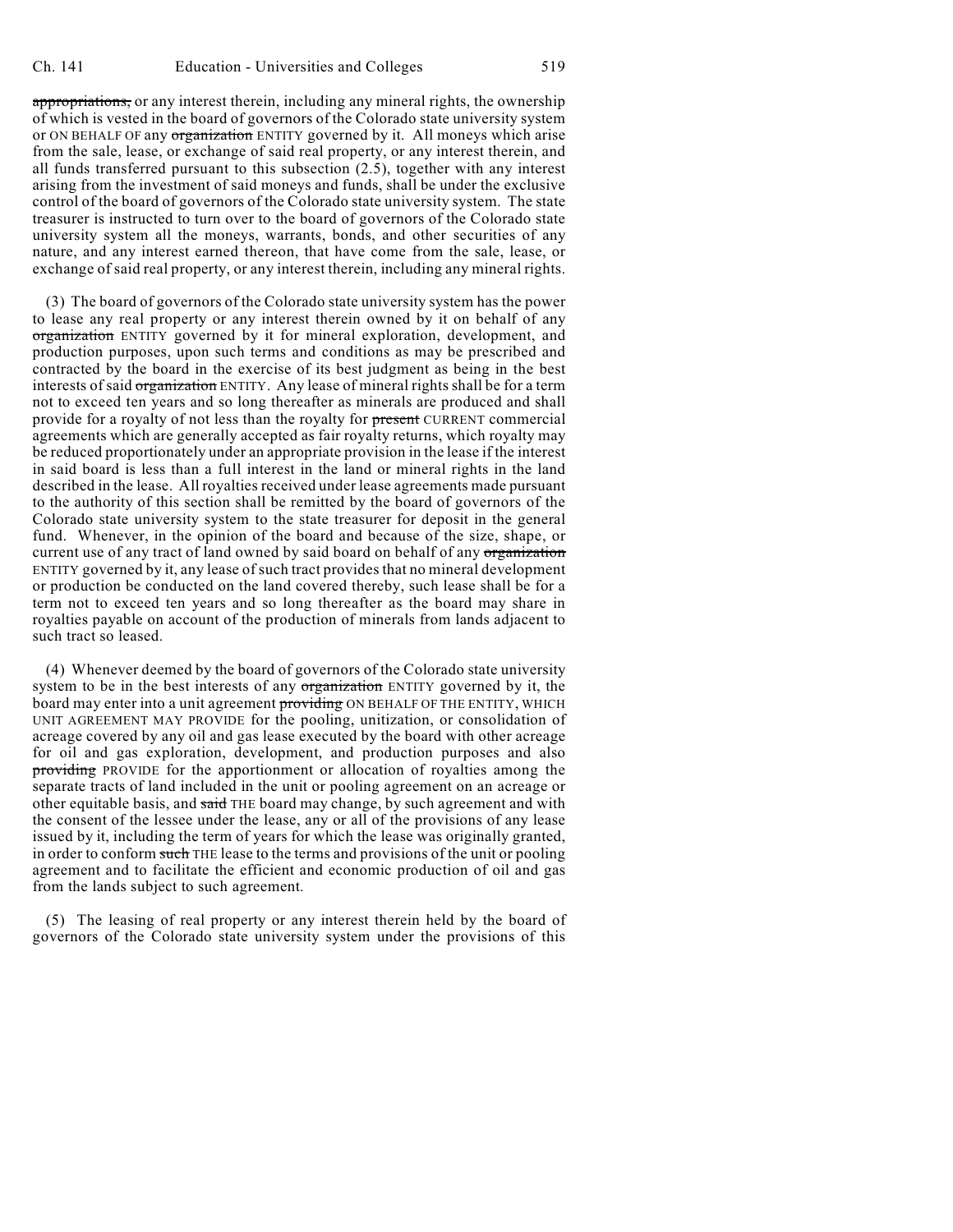~~appropriations,~~ or any interest therein, including any mineral rights, the ownership of which is vested in the board of governors of the Colorado state university system or ON BEHALF OF any ~~organization~~ ENTITY governed by it. All moneys which arise from the sale, lease, or exchange of said real property, or any interest therein, and all funds transferred pursuant to this subsection (2.5), together with any interest arising from the investment of said moneys and funds, shall be under the exclusive control of the board of governors of the Colorado state university system. The state treasurer is instructed to turn over to the board of governors of the Colorado state university system all the moneys, warrants, bonds, and other securities of any nature, and any interest earned thereon, that have come from the sale, lease, or exchange of said real property, or any interest therein, including any mineral rights.

(3) The board of governors of the Colorado state university system has the power to lease any real property or any interest therein owned by it on behalf of any ~~organization~~ ENTITY governed by it for mineral exploration, development, and production purposes, upon such terms and conditions as may be prescribed and contracted by the board in the exercise of its best judgment as being in the best interests of said ~~organization~~ ENTITY. Any lease of mineral rights shall be for a term not to exceed ten years and so long thereafter as minerals are produced and shall provide for a royalty of not less than the royalty for ~~present~~ CURRENT commercial agreements which are generally accepted as fair royalty returns, which royalty may be reduced proportionately under an appropriate provision in the lease if the interest in said board is less than a full interest in the land or mineral rights in the land described in the lease. All royalties received under lease agreements made pursuant to the authority of this section shall be remitted by the board of governors of the Colorado state university system to the state treasurer for deposit in the general fund. Whenever, in the opinion of the board and because of the size, shape, or current use of any tract of land owned by said board on behalf of any ~~organization~~ ENTITY governed by it, any lease of such tract provides that no mineral development or production be conducted on the land covered thereby, such lease shall be for a term not to exceed ten years and so long thereafter as the board may share in royalties payable on account of the production of minerals from lands adjacent to such tract so leased.

(4) Whenever deemed by the board of governors of the Colorado state university system to be in the best interests of any ~~organization~~ ENTITY governed by it, the board may enter into a unit agreement ~~providing~~ ON BEHALF OF THE ENTITY, WHICH UNIT AGREEMENT MAY PROVIDE for the pooling, unitization, or consolidation of acreage covered by any oil and gas lease executed by the board with other acreage for oil and gas exploration, development, and production purposes and also ~~providing~~ PROVIDE for the apportionment or allocation of royalties among the separate tracts of land included in the unit or pooling agreement on an acreage or other equitable basis, and ~~said~~ THE board may change, by such agreement and with the consent of the lessee under the lease, any or all of the provisions of any lease issued by it, including the term of years for which the lease was originally granted, in order to conform ~~such~~ THE lease to the terms and provisions of the unit or pooling agreement and to facilitate the efficient and economic production of oil and gas from the lands subject to such agreement.

(5) The leasing of real property or any interest therein held by the board of governors of the Colorado state university system under the provisions of this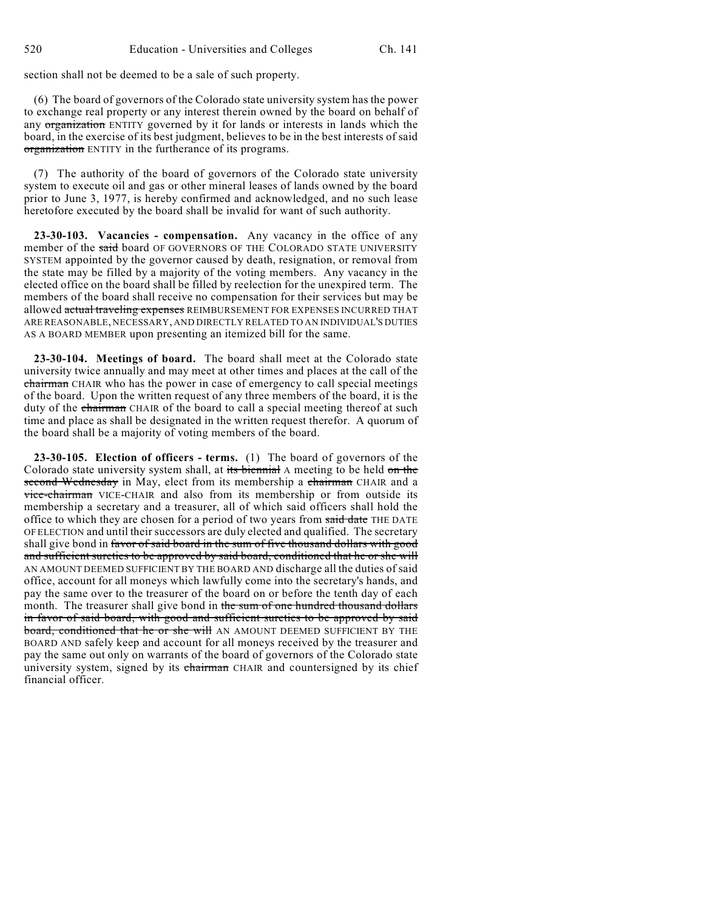section shall not be deemed to be a sale of such property.

(6) The board of governors of the Colorado state university system has the power to exchange real property or any interest therein owned by the board on behalf of any ~~organization~~ ENTITY governed by it for lands or interests in lands which the board, in the exercise of its best judgment, believes to be in the best interests of said ~~organization~~ ENTITY in the furtherance of its programs.

(7) The authority of the board of governors of the Colorado state university system to execute oil and gas or other mineral leases of lands owned by the board prior to June 3, 1977, is hereby confirmed and acknowledged, and no such lease heretofore executed by the board shall be invalid for want of such authority.

**23-30-103. Vacancies - compensation.** Any vacancy in the office of any member of the ~~said~~ board OF GOVERNORS OF THE COLORADO STATE UNIVERSITY SYSTEM appointed by the governor caused by death, resignation, or removal from the state may be filled by a majority of the voting members. Any vacancy in the elected office on the board shall be filled by reelection for the unexpired term. The members of the board shall receive no compensation for their services but may be allowed ~~actual traveling expenses~~ REIMBURSEMENT FOR EXPENSES INCURRED THAT ARE REASONABLE, NECESSARY, AND DIRECTLY RELATED TO AN INDIVIDUAL'S DUTIES AS A BOARD MEMBER upon presenting an itemized bill for the same.

**23-30-104. Meetings of board.** The board shall meet at the Colorado state university twice annually and may meet at other times and places at the call of the ~~chairman~~ CHAIR who has the power in case of emergency to call special meetings of the board. Upon the written request of any three members of the board, it is the duty of the ~~chairman~~ CHAIR of the board to call a special meeting thereof at such time and place as shall be designated in the written request therefor. A quorum of the board shall be a majority of voting members of the board.

**23-30-105. Election of officers - terms.** (1) The board of governors of the Colorado state university system shall, at ~~its biennial~~ A meeting to be held ~~on the second Wednesday~~ in May, elect from its membership a ~~chairman~~ CHAIR and a ~~vice-chairman~~ VICE-CHAIR and also from its membership or from outside its membership a secretary and a treasurer, all of which said officers shall hold the office to which they are chosen for a period of two years from ~~said date~~ THE DATE OF ELECTION and until their successors are duly elected and qualified. The secretary shall give bond in ~~favor of said board in the sum of five thousand dollars with good and sufficient sureties to be approved by said board, conditioned that he or she will~~ AN AMOUNT DEEMED SUFFICIENT BY THE BOARD AND discharge all the duties of said office, account for all moneys which lawfully come into the secretary's hands, and pay the same over to the treasurer of the board on or before the tenth day of each month. The treasurer shall give bond in ~~the sum of one hundred thousand dollars in favor of said board, with good and sufficient sureties to be approved by said board, conditioned that he or she will~~ AN AMOUNT DEEMED SUFFICIENT BY THE BOARD AND safely keep and account for all moneys received by the treasurer and pay the same out only on warrants of the board of governors of the Colorado state university system, signed by its ~~chairman~~ CHAIR and countersigned by its chief financial officer.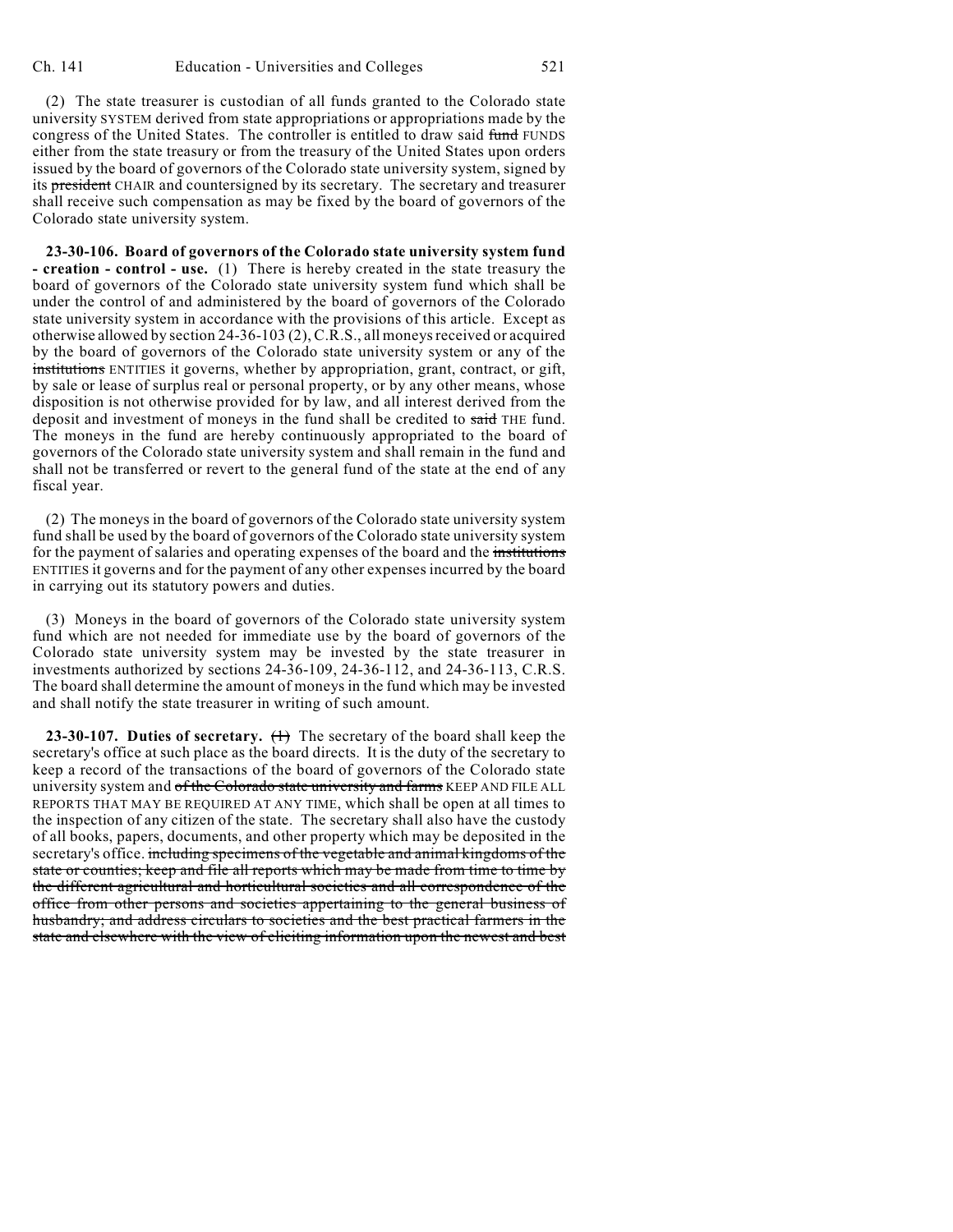(2) The state treasurer is custodian of all funds granted to the Colorado state university SYSTEM derived from state appropriations or appropriations made by the congress of the United States. The controller is entitled to draw said ~~fund~~ FUNDS either from the state treasury or from the treasury of the United States upon orders issued by the board of governors of the Colorado state university system, signed by its ~~president~~ CHAIR and countersigned by its secretary. The secretary and treasurer shall receive such compensation as may be fixed by the board of governors of the Colorado state university system.

**23-30-106. Board of governors of the Colorado state university system fund - creation - control - use.** (1) There is hereby created in the state treasury the board of governors of the Colorado state university system fund which shall be under the control of and administered by the board of governors of the Colorado state university system in accordance with the provisions of this article. Except as otherwise allowed by section 24-36-103 (2), C.R.S., all moneys received or acquired by the board of governors of the Colorado state university system or any of the ~~institutions~~ ENTITIES it governs, whether by appropriation, grant, contract, or gift, by sale or lease of surplus real or personal property, or by any other means, whose disposition is not otherwise provided for by law, and all interest derived from the deposit and investment of moneys in the fund shall be credited to ~~said~~ THE fund. The moneys in the fund are hereby continuously appropriated to the board of governors of the Colorado state university system and shall remain in the fund and shall not be transferred or revert to the general fund of the state at the end of any fiscal year.

(2) The moneys in the board of governors of the Colorado state university system fund shall be used by the board of governors of the Colorado state university system for the payment of salaries and operating expenses of the board and the ~~institutions~~ ENTITIES it governs and for the payment of any other expenses incurred by the board in carrying out its statutory powers and duties.

(3) Moneys in the board of governors of the Colorado state university system fund which are not needed for immediate use by the board of governors of the Colorado state university system may be invested by the state treasurer in investments authorized by sections 24-36-109, 24-36-112, and 24-36-113, C.R.S. The board shall determine the amount of moneys in the fund which may be invested and shall notify the state treasurer in writing of such amount.

**23-30-107. Duties of secretary.** ~~(1)~~ The secretary of the board shall keep the secretary's office at such place as the board directs. It is the duty of the secretary to keep a record of the transactions of the board of governors of the Colorado state university system and ~~of the Colorado state university and farms~~ KEEP AND FILE ALL REPORTS THAT MAY BE REQUIRED AT ANY TIME, which shall be open at all times to the inspection of any citizen of the state. The secretary shall also have the custody of all books, papers, documents, and other property which may be deposited in the secretary's office. ~~including specimens of the vegetable and animal kingdoms of the state or counties; keep and file all reports which may be made from time to time by the different agricultural and horticultural societies and all correspondence of the office from other persons and societies appertaining to the general business of husbandry; and address circulars to societies and the best practical farmers in the state and elsewhere with the view of eliciting information upon the newest and best~~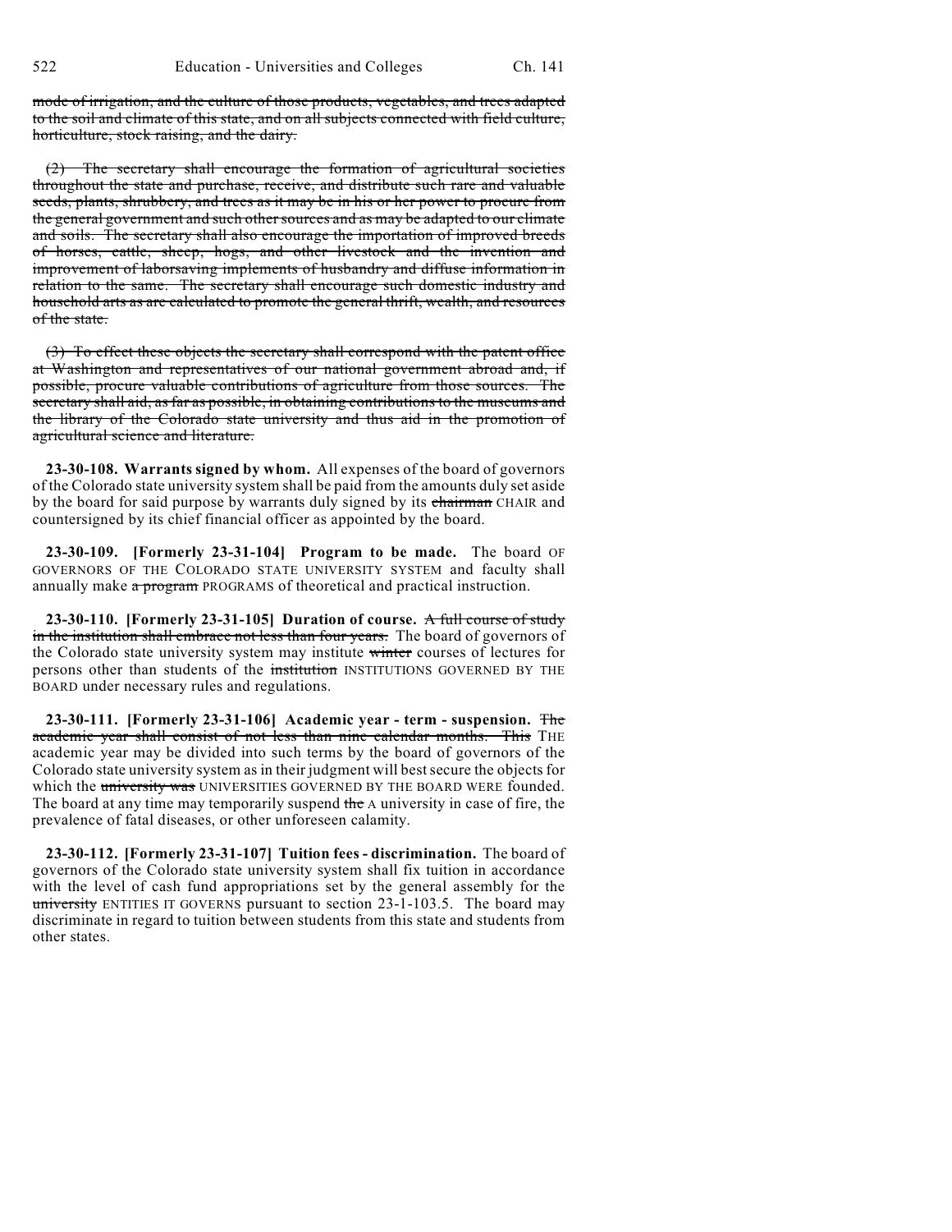~~mode of irrigation, and the culture of those products, vegetables, and trees adapted to the soil and climate of this state, and on all subjects connected with field culture, horticulture, stock raising, and the dairy.~~

~~(2) The secretary shall encourage the formation of agricultural societies throughout the state and purchase, receive, and distribute such rare and valuable seeds, plants, shrubbery, and trees as it may be in his or her power to procure from the general government and such other sources and as may be adapted to our climate and soils. The secretary shall also encourage the importation of improved breeds of horses, cattle, sheep, hogs, and other livestock and the invention and improvement of laborsaving implements of husbandry and diffuse information in relation to the same. The secretary shall encourage such domestic industry and household arts as are calculated to promote the general thrift, wealth, and resources of the state.~~

~~(3) To effect these objects the secretary shall correspond with the patent office at Washington and representatives of our national government abroad and, if possible, procure valuable contributions of agriculture from those sources. The secretary shall aid, as far as possible, in obtaining contributions to the museums and the library of the Colorado state university and thus aid in the promotion of agricultural science and literature.~~

**23-30-108. Warrants signed by whom.** All expenses of the board of governors of the Colorado state university system shall be paid from the amounts duly set aside by the board for said purpose by warrants duly signed by its ~~chairman~~ CHAIR and countersigned by its chief financial officer as appointed by the board.

**23-30-109. [Formerly 23-31-104] Program to be made.** The board OF GOVERNORS OF THE COLORADO STATE UNIVERSITY SYSTEM and faculty shall annually make ~~a program~~ PROGRAMS of theoretical and practical instruction.

**23-30-110. [Formerly 23-31-105] Duration of course.** ~~A full course of study in the institution shall embrace not less than four years.~~ The board of governors of the Colorado state university system may institute ~~winter~~ courses of lectures for persons other than students of the ~~institution~~ INSTITUTIONS GOVERNED BY THE BOARD under necessary rules and regulations.

**23-30-111. [Formerly 23-31-106] Academic year - term - suspension.** ~~The academic year shall consist of not less than nine calendar months. This~~ THE academic year may be divided into such terms by the board of governors of the Colorado state university system as in their judgment will best secure the objects for which the ~~university was~~ UNIVERSITIES GOVERNED BY THE BOARD WERE founded. The board at any time may temporarily suspend ~~the~~ A university in case of fire, the prevalence of fatal diseases, or other unforeseen calamity.

**23-30-112. [Formerly 23-31-107] Tuition fees - discrimination.** The board of governors of the Colorado state university system shall fix tuition in accordance with the level of cash fund appropriations set by the general assembly for the ~~university~~ ENTITIES IT GOVERNS pursuant to section 23-1-103.5. The board may discriminate in regard to tuition between students from this state and students from other states.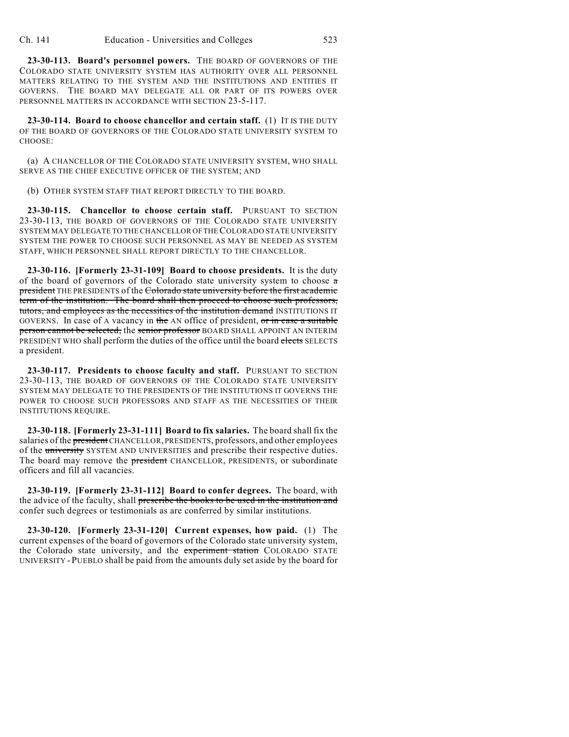**23-30-113. Board's personnel powers.** THE BOARD OF GOVERNORS OF THE COLORADO STATE UNIVERSITY SYSTEM HAS AUTHORITY OVER ALL PERSONNEL MATTERS RELATING TO THE SYSTEM AND THE INSTITUTIONS AND ENTITIES IT GOVERNS. THE BOARD MAY DELEGATE ALL OR PART OF ITS POWERS OVER PERSONNEL MATTERS IN ACCORDANCE WITH SECTION 23-5-117.

**23-30-114. Board to choose chancellor and certain staff.** (1) IT IS THE DUTY OF THE BOARD OF GOVERNORS OF THE COLORADO STATE UNIVERSITY SYSTEM TO CHOOSE:

(a) A CHANCELLOR OF THE COLORADO STATE UNIVERSITY SYSTEM, WHO SHALL SERVE AS THE CHIEF EXECUTIVE OFFICER OF THE SYSTEM; AND

(b) OTHER SYSTEM STAFF THAT REPORT DIRECTLY TO THE BOARD.

**23-30-115. Chancellor to choose certain staff.** PURSUANT TO SECTION 23-30-113, THE BOARD OF GOVERNORS OF THE COLORADO STATE UNIVERSITY SYSTEM MAY DELEGATE TO THE CHANCELLOR OF THE COLORADO STATE UNIVERSITY SYSTEM THE POWER TO CHOOSE SUCH PERSONNEL AS MAY BE NEEDED AS SYSTEM STAFF, WHICH PERSONNEL SHALL REPORT DIRECTLY TO THE CHANCELLOR.

**23-30-116. [Formerly 23-31-109] Board to choose presidents.** It is the duty of the board of governors of the Colorado state university system to choose ~~a president~~ THE PRESIDENTS of the ~~Colorado state university before the first academic term of the institution. The board shall then proceed to choose such professors, tutors, and employees as the necessities of the institution demand~~ INSTITUTIONS IT GOVERNS. In case of ~~the~~ A vacancy in ~~the~~ AN office of president, ~~or in case a suitable person cannot be selected,~~ the ~~senior professor~~ BOARD SHALL APPOINT AN INTERIM PRESIDENT WHO shall perform the duties of the office until the board ~~elects~~ SELECTS a president.

**23-30-117. Presidents to choose faculty and staff.** PURSUANT TO SECTION 23-30-113, THE BOARD OF GOVERNORS OF THE COLORADO STATE UNIVERSITY SYSTEM MAY DELEGATE TO THE PRESIDENTS OF THE INSTITUTIONS IT GOVERNS THE POWER TO CHOOSE SUCH PROFESSORS AND STAFF AS THE NECESSITIES OF THEIR INSTITUTIONS REQUIRE.

**23-30-118. [Formerly 23-31-111] Board to fix salaries.** The board shall fix the salaries of the ~~president~~ CHANCELLOR, PRESIDENTS, professors, and other employees of the ~~university~~ SYSTEM AND UNIVERSITIES and prescribe their respective duties. The board may remove the ~~president~~ CHANCELLOR, PRESIDENTS, or subordinate officers and fill all vacancies.

**23-30-119. [Formerly 23-31-112] Board to confer degrees.** The board, with the advice of the faculty, shall ~~prescribe the books to be used in the institution and~~ confer such degrees or testimonials as are conferred by similar institutions.

**23-30-120. [Formerly 23-31-120] Current expenses, how paid.** (1) The current expenses of the board of governors of the Colorado state university system, the Colorado state university, and the ~~experiment station~~ COLORADO STATE UNIVERSITY - PUEBLO shall be paid from the amounts duly set aside by the board for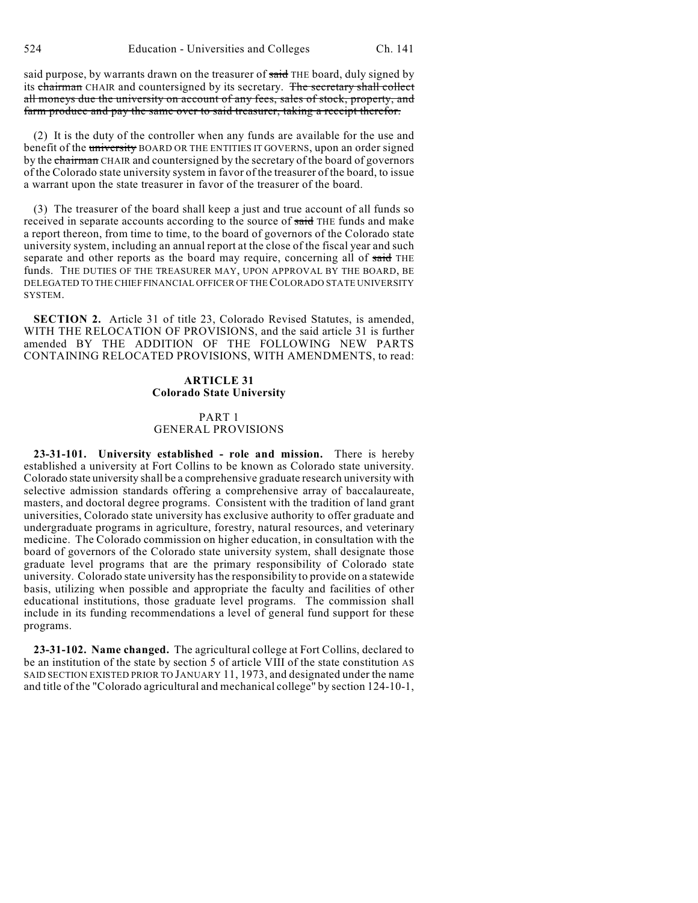said purpose, by warrants drawn on the treasurer of ~~said~~ THE board, duly signed by its ~~chairman~~ CHAIR and countersigned by its secretary. ~~The secretary shall collect all moneys due the university on account of any fees, sales of stock, property, and farm produce and pay the same over to said treasurer, taking a receipt therefor.~~

(2) It is the duty of the controller when any funds are available for the use and benefit of the ~~university~~ BOARD OR THE ENTITIES IT GOVERNS, upon an order signed by the ~~chairman~~ CHAIR and countersigned by the secretary of the board of governors of the Colorado state university system in favor of the treasurer of the board, to issue a warrant upon the state treasurer in favor of the treasurer of the board.

(3) The treasurer of the board shall keep a just and true account of all funds so received in separate accounts according to the source of ~~said~~ THE funds and make a report thereon, from time to time, to the board of governors of the Colorado state university system, including an annual report at the close of the fiscal year and such separate and other reports as the board may require, concerning all of ~~said~~ THE funds. THE DUTIES OF THE TREASURER MAY, UPON APPROVAL BY THE BOARD, BE DELEGATED TO THE CHIEF FINANCIAL OFFICER OF THE COLORADO STATE UNIVERSITY SYSTEM.

**SECTION 2.** Article 31 of title 23, Colorado Revised Statutes, is amended, WITH THE RELOCATION OF PROVISIONS, and the said article 31 is further amended BY THE ADDITION OF THE FOLLOWING NEW PARTS CONTAINING RELOCATED PROVISIONS, WITH AMENDMENTS, to read:

## ARTICLE 31
## Colorado State University

### PART 1
### GENERAL PROVISIONS

**23-31-101. University established - role and mission.** There is hereby established a university at Fort Collins to be known as Colorado state university. Colorado state university shall be a comprehensive graduate research university with selective admission standards offering a comprehensive array of baccalaureate, masters, and doctoral degree programs. Consistent with the tradition of land grant universities, Colorado state university has exclusive authority to offer graduate and undergraduate programs in agriculture, forestry, natural resources, and veterinary medicine. The Colorado commission on higher education, in consultation with the board of governors of the Colorado state university system, shall designate those graduate level programs that are the primary responsibility of Colorado state university. Colorado state university has the responsibility to provide on a statewide basis, utilizing when possible and appropriate the faculty and facilities of other educational institutions, those graduate level programs. The commission shall include in its funding recommendations a level of general fund support for these programs.

**23-31-102. Name changed.** The agricultural college at Fort Collins, declared to be an institution of the state by section 5 of article VIII of the state constitution AS SAID SECTION EXISTED PRIOR TO JANUARY 11, 1973, and designated under the name and title of the "Colorado agricultural and mechanical college" by section 124-10-1,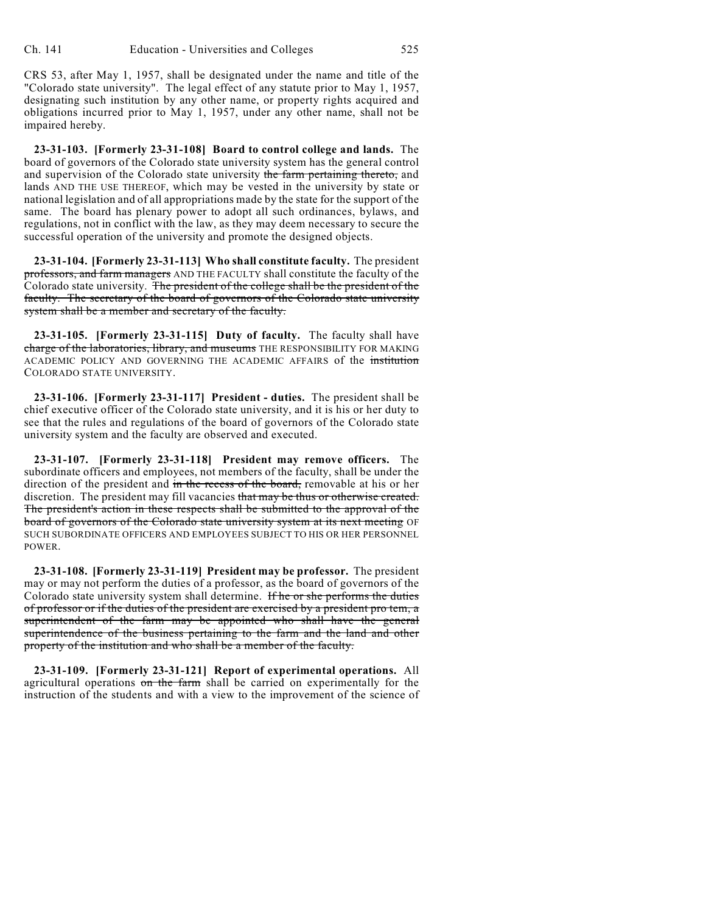CRS 53, after May 1, 1957, shall be designated under the name and title of the "Colorado state university". The legal effect of any statute prior to May 1, 1957, designating such institution by any other name, or property rights acquired and obligations incurred prior to May 1, 1957, under any other name, shall not be impaired hereby.

**23-31-103. [Formerly 23-31-108] Board to control college and lands.** The board of governors of the Colorado state university system has the general control and supervision of the Colorado state university ~~the farm pertaining thereto,~~ and lands AND THE USE THEREOF, which may be vested in the university by state or national legislation and of all appropriations made by the state for the support of the same. The board has plenary power to adopt all such ordinances, bylaws, and regulations, not in conflict with the law, as they may deem necessary to secure the successful operation of the university and promote the designed objects.

**23-31-104. [Formerly 23-31-113] Who shall constitute faculty.** The president ~~professors, and farm managers~~ AND THE FACULTY shall constitute the faculty of the Colorado state university. ~~The president of the college shall be the president of the faculty. The secretary of the board of governors of the Colorado state university system shall be a member and secretary of the faculty.~~

**23-31-105. [Formerly 23-31-115] Duty of faculty.** The faculty shall have ~~charge of the laboratories, library, and museums~~ THE RESPONSIBILITY FOR MAKING ACADEMIC POLICY AND GOVERNING THE ACADEMIC AFFAIRS of the ~~institution~~ COLORADO STATE UNIVERSITY.

**23-31-106. [Formerly 23-31-117] President - duties.** The president shall be chief executive officer of the Colorado state university, and it is his or her duty to see that the rules and regulations of the board of governors of the Colorado state university system and the faculty are observed and executed.

**23-31-107. [Formerly 23-31-118] President may remove officers.** The subordinate officers and employees, not members of the faculty, shall be under the direction of the president and ~~in the recess of the board,~~ removable at his or her discretion. The president may fill vacancies ~~that may be thus or otherwise created. The president's action in these respects shall be submitted to the approval of the board of governors of the Colorado state university system at its next meeting~~ OF SUCH SUBORDINATE OFFICERS AND EMPLOYEES SUBJECT TO HIS OR HER PERSONNEL POWER.

**23-31-108. [Formerly 23-31-119] President may be professor.** The president may or may not perform the duties of a professor, as the board of governors of the Colorado state university system shall determine. ~~If he or she performs the duties of professor or if the duties of the president are exercised by a president pro tem, a superintendent of the farm may be appointed who shall have the general superintendence of the business pertaining to the farm and the land and other property of the institution and who shall be a member of the faculty.~~

**23-31-109. [Formerly 23-31-121] Report of experimental operations.** All agricultural operations ~~on the farm~~ shall be carried on experimentally for the instruction of the students and with a view to the improvement of the science of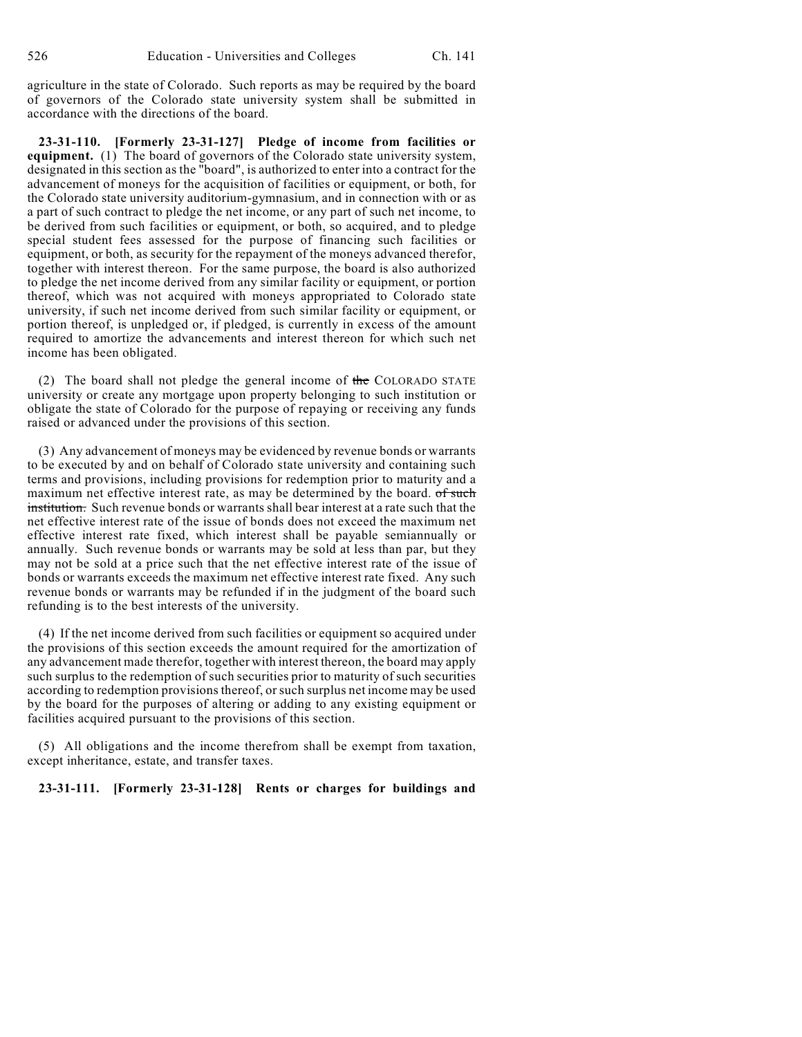agriculture in the state of Colorado. Such reports as may be required by the board of governors of the Colorado state university system shall be submitted in accordance with the directions of the board.

**23-31-110. [Formerly 23-31-127] Pledge of income from facilities or equipment.** (1) The board of governors of the Colorado state university system, designated in this section as the "board", is authorized to enter into a contract for the advancement of moneys for the acquisition of facilities or equipment, or both, for the Colorado state university auditorium-gymnasium, and in connection with or as a part of such contract to pledge the net income, or any part of such net income, to be derived from such facilities or equipment, or both, so acquired, and to pledge special student fees assessed for the purpose of financing such facilities or equipment, or both, as security for the repayment of the moneys advanced therefor, together with interest thereon. For the same purpose, the board is also authorized to pledge the net income derived from any similar facility or equipment, or portion thereof, which was not acquired with moneys appropriated to Colorado state university, if such net income derived from such similar facility or equipment, or portion thereof, is unpledged or, if pledged, is currently in excess of the amount required to amortize the advancements and interest thereon for which such net income has been obligated.

(2) The board shall not pledge the general income of ~~the~~ COLORADO STATE university or create any mortgage upon property belonging to such institution or obligate the state of Colorado for the purpose of repaying or receiving any funds raised or advanced under the provisions of this section.

(3) Any advancement of moneys may be evidenced by revenue bonds or warrants to be executed by and on behalf of Colorado state university and containing such terms and provisions, including provisions for redemption prior to maturity and a maximum net effective interest rate, as may be determined by the board. ~~of such institution.~~ Such revenue bonds or warrants shall bear interest at a rate such that the net effective interest rate of the issue of bonds does not exceed the maximum net effective interest rate fixed, which interest shall be payable semiannually or annually. Such revenue bonds or warrants may be sold at less than par, but they may not be sold at a price such that the net effective interest rate of the issue of bonds or warrants exceeds the maximum net effective interest rate fixed. Any such revenue bonds or warrants may be refunded if in the judgment of the board such refunding is to the best interests of the university.

(4) If the net income derived from such facilities or equipment so acquired under the provisions of this section exceeds the amount required for the amortization of any advancement made therefor, together with interest thereon, the board may apply such surplus to the redemption of such securities prior to maturity of such securities according to redemption provisions thereof, or such surplus net income may be used by the board for the purposes of altering or adding to any existing equipment or facilities acquired pursuant to the provisions of this section.

(5) All obligations and the income therefrom shall be exempt from taxation, except inheritance, estate, and transfer taxes.

**23-31-111. [Formerly 23-31-128] Rents or charges for buildings and**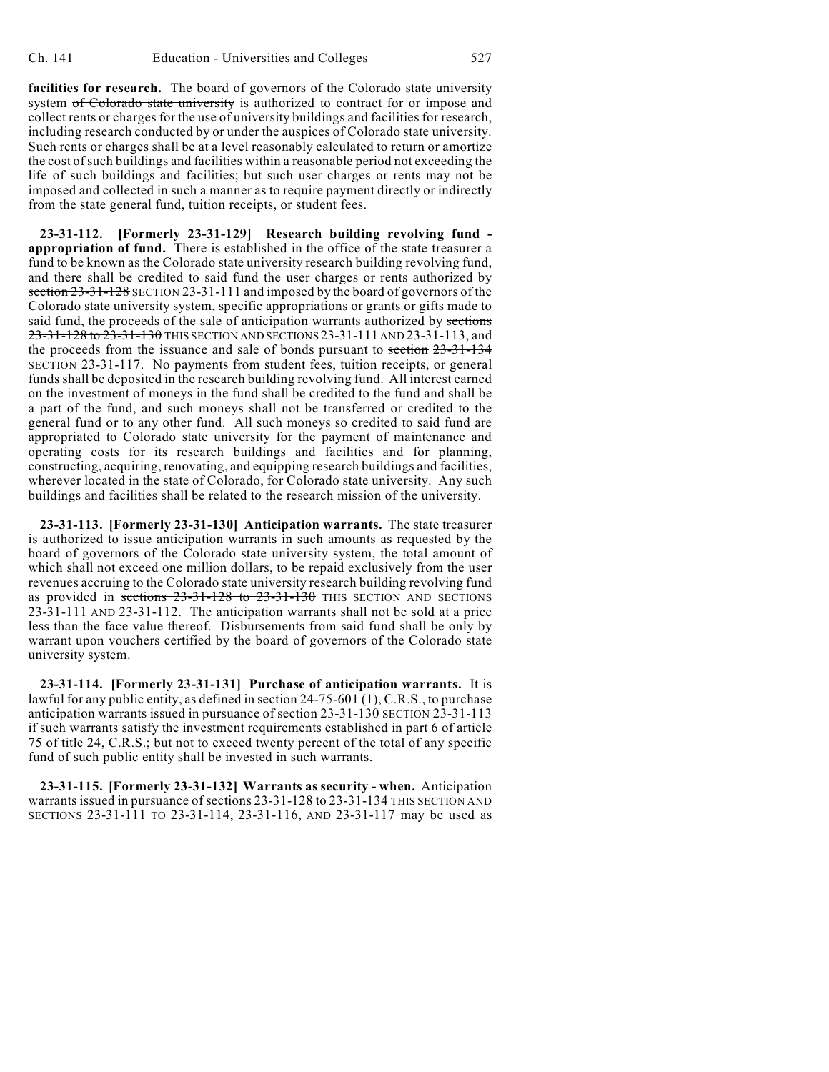**facilities for research.** The board of governors of the Colorado state university system ~~of Colorado state university~~ is authorized to contract for or impose and collect rents or charges for the use of university buildings and facilities for research, including research conducted by or under the auspices of Colorado state university. Such rents or charges shall be at a level reasonably calculated to return or amortize the cost of such buildings and facilities within a reasonable period not exceeding the life of such buildings and facilities; but such user charges or rents may not be imposed and collected in such a manner as to require payment directly or indirectly from the state general fund, tuition receipts, or student fees.

**23-31-112. [Formerly 23-31-129] Research building revolving fund - appropriation of fund.** There is established in the office of the state treasurer a fund to be known as the Colorado state university research building revolving fund, and there shall be credited to said fund the user charges or rents authorized by ~~section 23-31-128~~ SECTION 23-31-111 and imposed by the board of governors of the Colorado state university system, specific appropriations or grants or gifts made to said fund, the proceeds of the sale of anticipation warrants authorized by ~~sections 23-31-128 to 23-31-130~~ THIS SECTION AND SECTIONS 23-31-111 AND 23-31-113, and the proceeds from the issuance and sale of bonds pursuant to ~~section 23-31-134~~ SECTION 23-31-117. No payments from student fees, tuition receipts, or general funds shall be deposited in the research building revolving fund. All interest earned on the investment of moneys in the fund shall be credited to the fund and shall be a part of the fund, and such moneys shall not be transferred or credited to the general fund or to any other fund. All such moneys so credited to said fund are appropriated to Colorado state university for the payment of maintenance and operating costs for its research buildings and facilities and for planning, constructing, acquiring, renovating, and equipping research buildings and facilities, wherever located in the state of Colorado, for Colorado state university. Any such buildings and facilities shall be related to the research mission of the university.

**23-31-113. [Formerly 23-31-130] Anticipation warrants.** The state treasurer is authorized to issue anticipation warrants in such amounts as requested by the board of governors of the Colorado state university system, the total amount of which shall not exceed one million dollars, to be repaid exclusively from the user revenues accruing to the Colorado state university research building revolving fund as provided in ~~sections 23-31-128 to 23-31-130~~ THIS SECTION AND SECTIONS 23-31-111 AND 23-31-112. The anticipation warrants shall not be sold at a price less than the face value thereof. Disbursements from said fund shall be only by warrant upon vouchers certified by the board of governors of the Colorado state university system.

**23-31-114. [Formerly 23-31-131] Purchase of anticipation warrants.** It is lawful for any public entity, as defined in section 24-75-601 (1), C.R.S., to purchase anticipation warrants issued in pursuance of ~~section 23-31-130~~ SECTION 23-31-113 if such warrants satisfy the investment requirements established in part 6 of article 75 of title 24, C.R.S.; but not to exceed twenty percent of the total of any specific fund of such public entity shall be invested in such warrants.

**23-31-115. [Formerly 23-31-132] Warrants as security - when.** Anticipation warrants issued in pursuance of ~~sections 23-31-128 to 23-31-134~~ THIS SECTION AND SECTIONS 23-31-111 TO 23-31-114, 23-31-116, AND 23-31-117 may be used as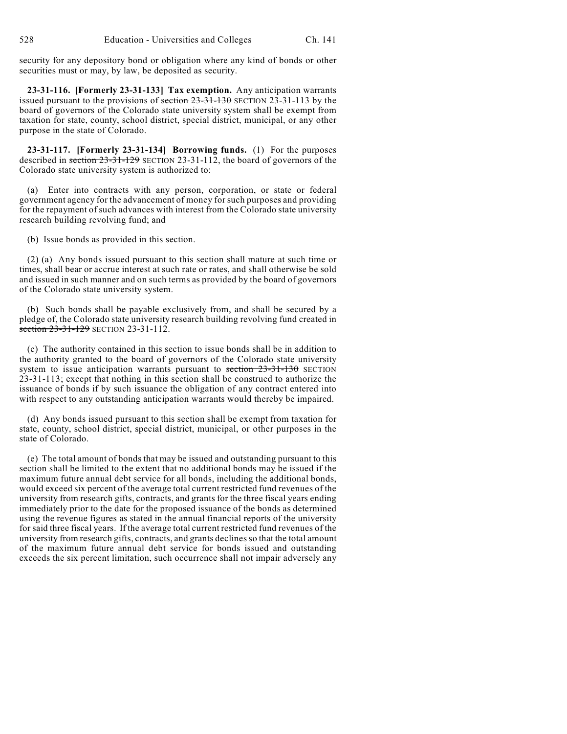security for any depository bond or obligation where any kind of bonds or other securities must or may, by law, be deposited as security.

**23-31-116. [Formerly 23-31-133] Tax exemption.** Any anticipation warrants issued pursuant to the provisions of ~~section 23-31-130~~ SECTION 23-31-113 by the board of governors of the Colorado state university system shall be exempt from taxation for state, county, school district, special district, municipal, or any other purpose in the state of Colorado.

**23-31-117. [Formerly 23-31-134] Borrowing funds.** (1) For the purposes described in ~~section 23-31-129~~ SECTION 23-31-112, the board of governors of the Colorado state university system is authorized to:

(a) Enter into contracts with any person, corporation, or state or federal government agency for the advancement of money for such purposes and providing for the repayment of such advances with interest from the Colorado state university research building revolving fund; and

(b) Issue bonds as provided in this section.

(2) (a) Any bonds issued pursuant to this section shall mature at such time or times, shall bear or accrue interest at such rate or rates, and shall otherwise be sold and issued in such manner and on such terms as provided by the board of governors of the Colorado state university system.

(b) Such bonds shall be payable exclusively from, and shall be secured by a pledge of, the Colorado state university research building revolving fund created in ~~section 23-31-129~~ SECTION 23-31-112.

(c) The authority contained in this section to issue bonds shall be in addition to the authority granted to the board of governors of the Colorado state university system to issue anticipation warrants pursuant to ~~section 23-31-130~~ SECTION 23-31-113; except that nothing in this section shall be construed to authorize the issuance of bonds if by such issuance the obligation of any contract entered into with respect to any outstanding anticipation warrants would thereby be impaired.

(d) Any bonds issued pursuant to this section shall be exempt from taxation for state, county, school district, special district, municipal, or other purposes in the state of Colorado.

(e) The total amount of bonds that may be issued and outstanding pursuant to this section shall be limited to the extent that no additional bonds may be issued if the maximum future annual debt service for all bonds, including the additional bonds, would exceed six percent of the average total current restricted fund revenues of the university from research gifts, contracts, and grants for the three fiscal years ending immediately prior to the date for the proposed issuance of the bonds as determined using the revenue figures as stated in the annual financial reports of the university for said three fiscal years. If the average total current restricted fund revenues of the university from research gifts, contracts, and grants declines so that the total amount of the maximum future annual debt service for bonds issued and outstanding exceeds the six percent limitation, such occurrence shall not impair adversely any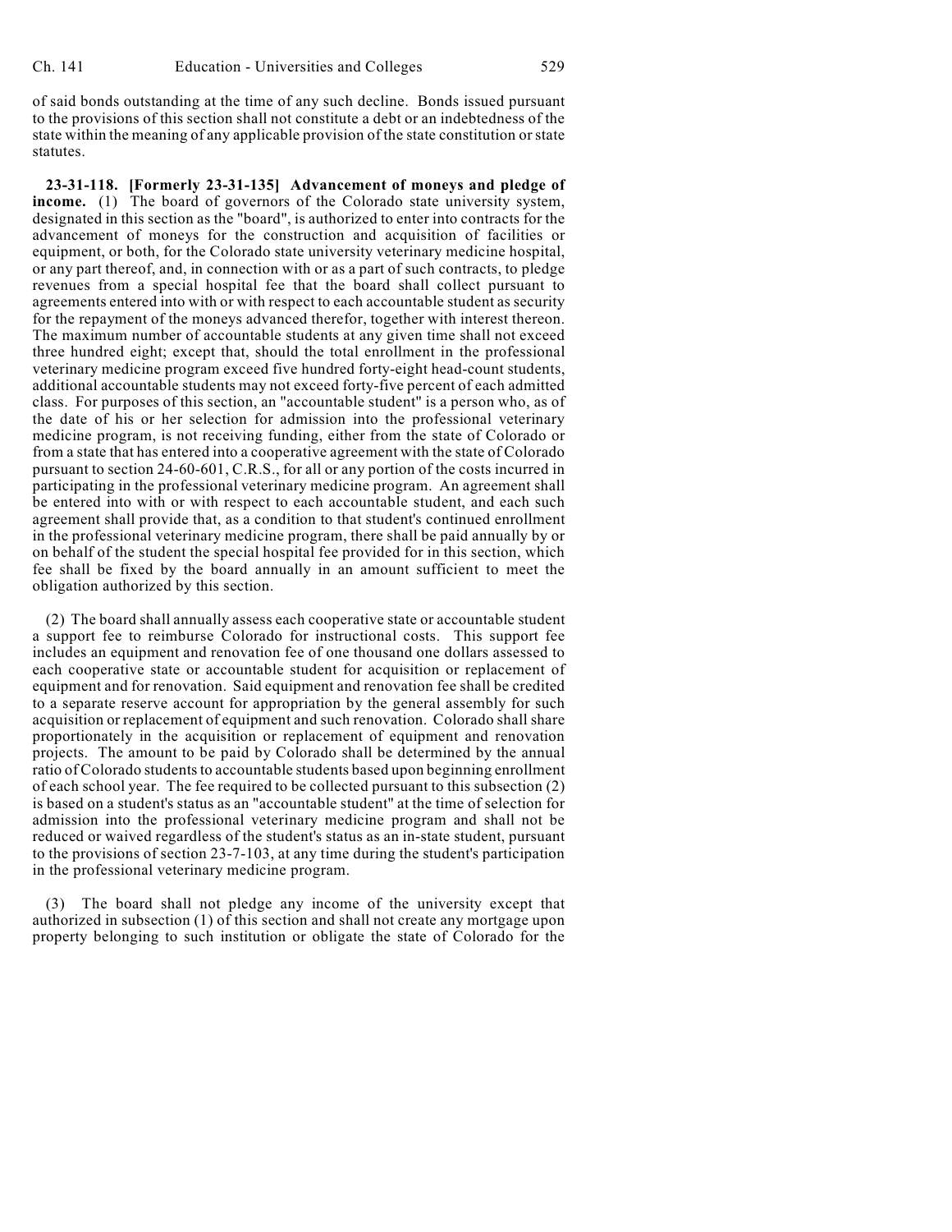of said bonds outstanding at the time of any such decline. Bonds issued pursuant to the provisions of this section shall not constitute a debt or an indebtedness of the state within the meaning of any applicable provision of the state constitution or state statutes.

**23-31-118. [Formerly 23-31-135] Advancement of moneys and pledge of income.** (1) The board of governors of the Colorado state university system, designated in this section as the "board", is authorized to enter into contracts for the advancement of moneys for the construction and acquisition of facilities or equipment, or both, for the Colorado state university veterinary medicine hospital, or any part thereof, and, in connection with or as a part of such contracts, to pledge revenues from a special hospital fee that the board shall collect pursuant to agreements entered into with or with respect to each accountable student as security for the repayment of the moneys advanced therefor, together with interest thereon. The maximum number of accountable students at any given time shall not exceed three hundred eight; except that, should the total enrollment in the professional veterinary medicine program exceed five hundred forty-eight head-count students, additional accountable students may not exceed forty-five percent of each admitted class. For purposes of this section, an "accountable student" is a person who, as of the date of his or her selection for admission into the professional veterinary medicine program, is not receiving funding, either from the state of Colorado or from a state that has entered into a cooperative agreement with the state of Colorado pursuant to section 24-60-601, C.R.S., for all or any portion of the costs incurred in participating in the professional veterinary medicine program. An agreement shall be entered into with or with respect to each accountable student, and each such agreement shall provide that, as a condition to that student's continued enrollment in the professional veterinary medicine program, there shall be paid annually by or on behalf of the student the special hospital fee provided for in this section, which fee shall be fixed by the board annually in an amount sufficient to meet the obligation authorized by this section.

(2) The board shall annually assess each cooperative state or accountable student a support fee to reimburse Colorado for instructional costs. This support fee includes an equipment and renovation fee of one thousand one dollars assessed to each cooperative state or accountable student for acquisition or replacement of equipment and for renovation. Said equipment and renovation fee shall be credited to a separate reserve account for appropriation by the general assembly for such acquisition or replacement of equipment and such renovation. Colorado shall share proportionately in the acquisition or replacement of equipment and renovation projects. The amount to be paid by Colorado shall be determined by the annual ratio of Colorado students to accountable students based upon beginning enrollment of each school year. The fee required to be collected pursuant to this subsection (2) is based on a student's status as an "accountable student" at the time of selection for admission into the professional veterinary medicine program and shall not be reduced or waived regardless of the student's status as an in-state student, pursuant to the provisions of section 23-7-103, at any time during the student's participation in the professional veterinary medicine program.

(3) The board shall not pledge any income of the university except that authorized in subsection (1) of this section and shall not create any mortgage upon property belonging to such institution or obligate the state of Colorado for the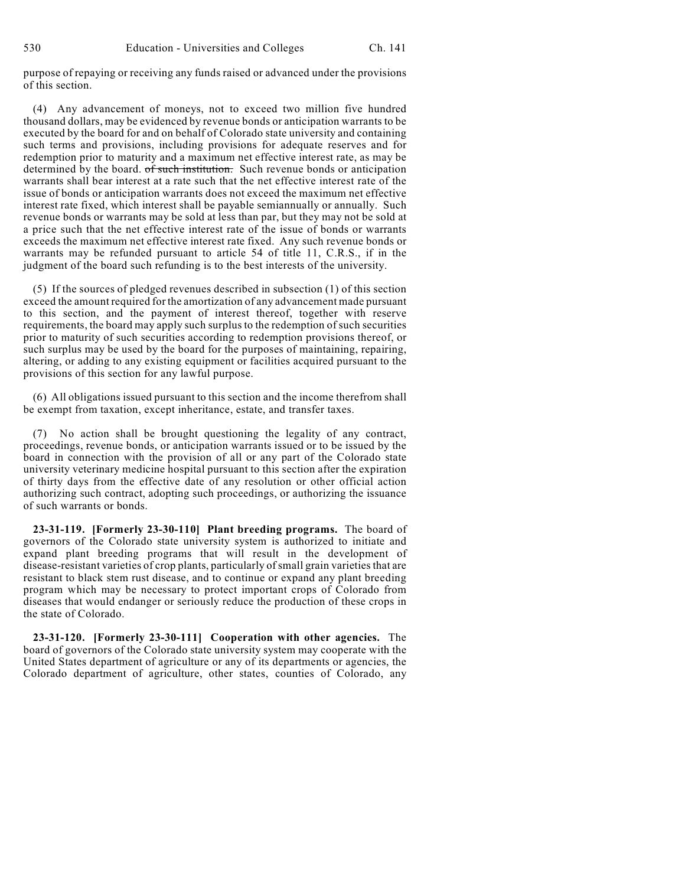purpose of repaying or receiving any funds raised or advanced under the provisions of this section.

(4) Any advancement of moneys, not to exceed two million five hundred thousand dollars, may be evidenced by revenue bonds or anticipation warrants to be executed by the board for and on behalf of Colorado state university and containing such terms and provisions, including provisions for adequate reserves and for redemption prior to maturity and a maximum net effective interest rate, as may be determined by the board. ~~of such institution.~~ Such revenue bonds or anticipation warrants shall bear interest at a rate such that the net effective interest rate of the issue of bonds or anticipation warrants does not exceed the maximum net effective interest rate fixed, which interest shall be payable semiannually or annually. Such revenue bonds or warrants may be sold at less than par, but they may not be sold at a price such that the net effective interest rate of the issue of bonds or warrants exceeds the maximum net effective interest rate fixed. Any such revenue bonds or warrants may be refunded pursuant to article 54 of title 11, C.R.S., if in the judgment of the board such refunding is to the best interests of the university.

(5) If the sources of pledged revenues described in subsection (1) of this section exceed the amount required for the amortization of any advancement made pursuant to this section, and the payment of interest thereof, together with reserve requirements, the board may apply such surplus to the redemption of such securities prior to maturity of such securities according to redemption provisions thereof, or such surplus may be used by the board for the purposes of maintaining, repairing, altering, or adding to any existing equipment or facilities acquired pursuant to the provisions of this section for any lawful purpose.

(6) All obligations issued pursuant to this section and the income therefrom shall be exempt from taxation, except inheritance, estate, and transfer taxes.

(7) No action shall be brought questioning the legality of any contract, proceedings, revenue bonds, or anticipation warrants issued or to be issued by the board in connection with the provision of all or any part of the Colorado state university veterinary medicine hospital pursuant to this section after the expiration of thirty days from the effective date of any resolution or other official action authorizing such contract, adopting such proceedings, or authorizing the issuance of such warrants or bonds.

**23-31-119. [Formerly 23-30-110] Plant breeding programs.** The board of governors of the Colorado state university system is authorized to initiate and expand plant breeding programs that will result in the development of disease-resistant varieties of crop plants, particularly of small grain varieties that are resistant to black stem rust disease, and to continue or expand any plant breeding program which may be necessary to protect important crops of Colorado from diseases that would endanger or seriously reduce the production of these crops in the state of Colorado.

**23-31-120. [Formerly 23-30-111] Cooperation with other agencies.** The board of governors of the Colorado state university system may cooperate with the United States department of agriculture or any of its departments or agencies, the Colorado department of agriculture, other states, counties of Colorado, any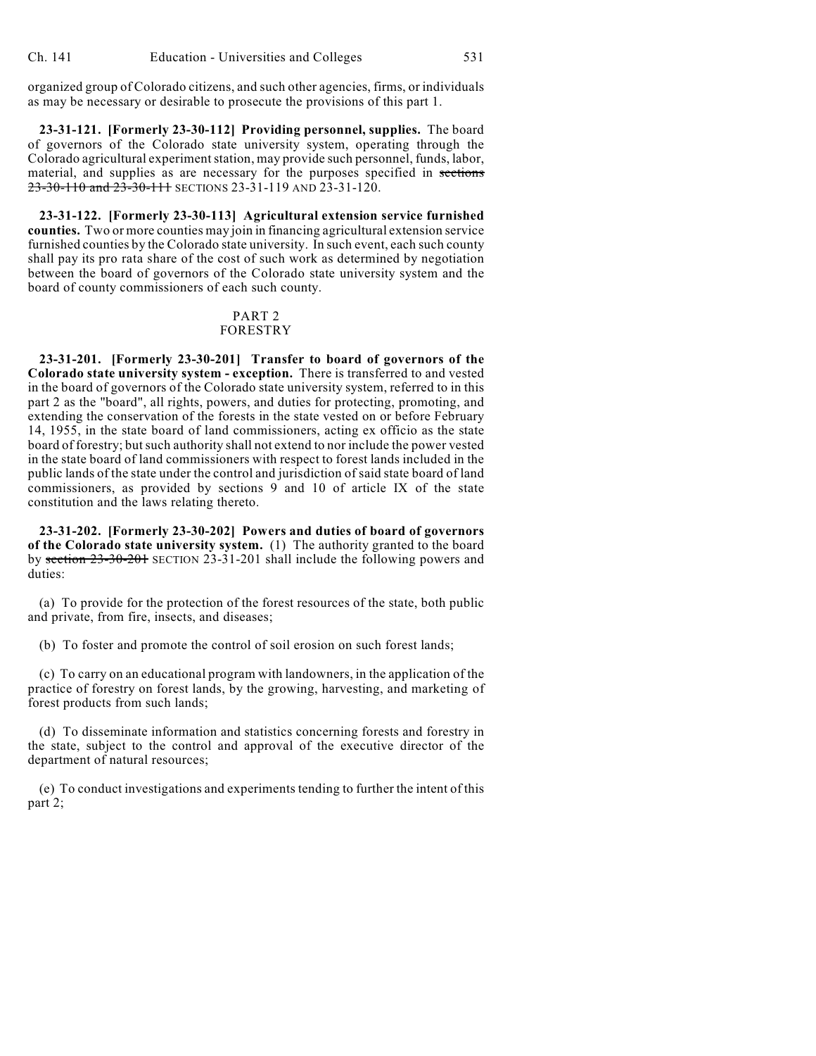organized group of Colorado citizens, and such other agencies, firms, or individuals as may be necessary or desirable to prosecute the provisions of this part 1.

**23-31-121. [Formerly 23-30-112] Providing personnel, supplies.** The board of governors of the Colorado state university system, operating through the Colorado agricultural experiment station, may provide such personnel, funds, labor, material, and supplies as are necessary for the purposes specified in ~~sections 23-30-110 and 23-30-111~~ SECTIONS 23-31-119 AND 23-31-120.

**23-31-122. [Formerly 23-30-113] Agricultural extension service furnished counties.** Two or more counties may join in financing agricultural extension service furnished counties by the Colorado state university. In such event, each such county shall pay its pro rata share of the cost of such work as determined by negotiation between the board of governors of the Colorado state university system and the board of county commissioners of each such county.

PART 2
FORESTRY

**23-31-201. [Formerly 23-30-201] Transfer to board of governors of the Colorado state university system - exception.** There is transferred to and vested in the board of governors of the Colorado state university system, referred to in this part 2 as the "board", all rights, powers, and duties for protecting, promoting, and extending the conservation of the forests in the state vested on or before February 14, 1955, in the state board of land commissioners, acting ex officio as the state board of forestry; but such authority shall not extend to nor include the power vested in the state board of land commissioners with respect to forest lands included in the public lands of the state under the control and jurisdiction of said state board of land commissioners, as provided by sections 9 and 10 of article IX of the state constitution and the laws relating thereto.

**23-31-202. [Formerly 23-30-202] Powers and duties of board of governors of the Colorado state university system.** (1) The authority granted to the board by ~~section 23-30-201~~ SECTION 23-31-201 shall include the following powers and duties:

(a) To provide for the protection of the forest resources of the state, both public and private, from fire, insects, and diseases;

(b) To foster and promote the control of soil erosion on such forest lands;

(c) To carry on an educational program with landowners, in the application of the practice of forestry on forest lands, by the growing, harvesting, and marketing of forest products from such lands;

(d) To disseminate information and statistics concerning forests and forestry in the state, subject to the control and approval of the executive director of the department of natural resources;

(e) To conduct investigations and experiments tending to further the intent of this part 2;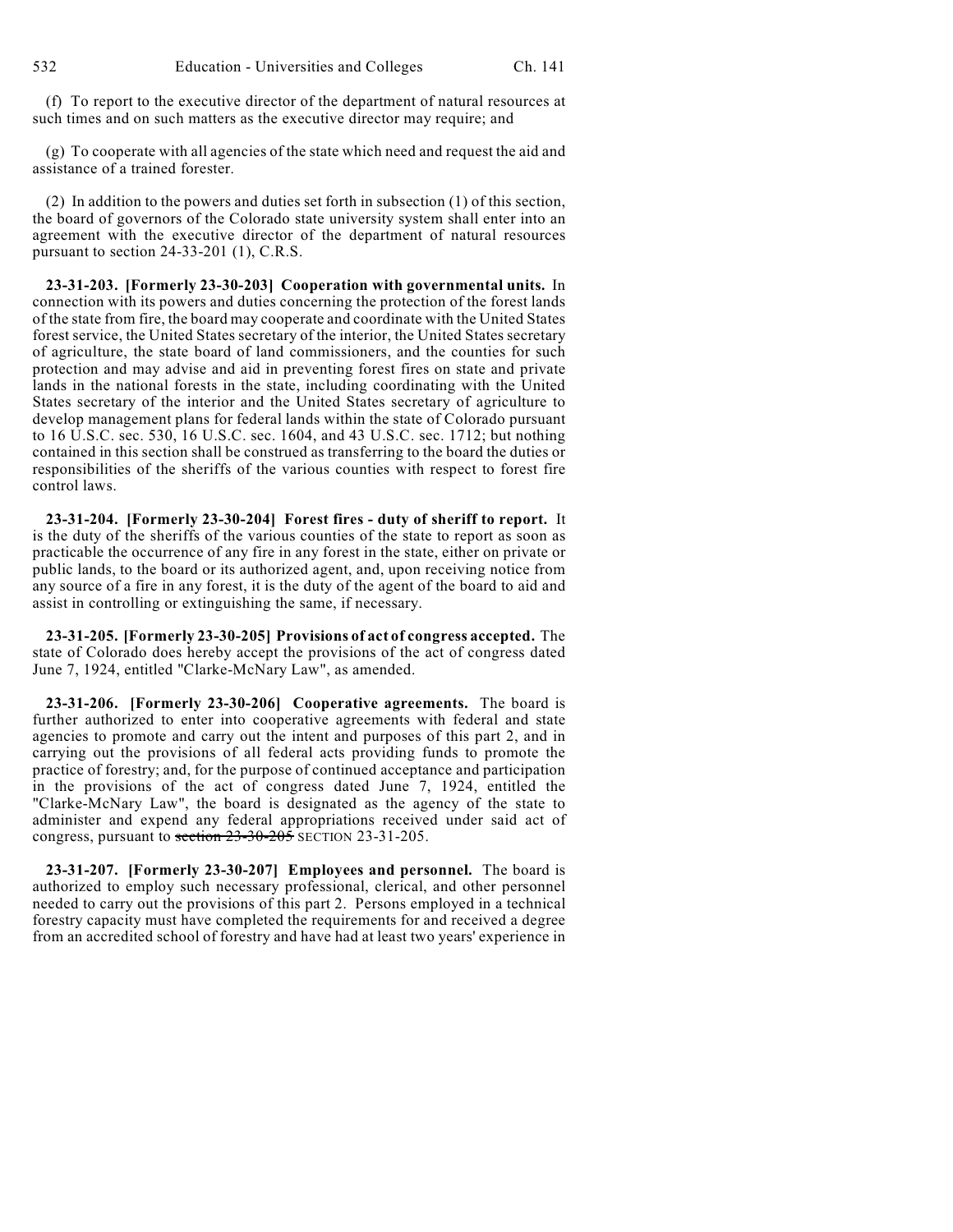(f) To report to the executive director of the department of natural resources at such times and on such matters as the executive director may require; and

(g) To cooperate with all agencies of the state which need and request the aid and assistance of a trained forester.

(2) In addition to the powers and duties set forth in subsection (1) of this section, the board of governors of the Colorado state university system shall enter into an agreement with the executive director of the department of natural resources pursuant to section 24-33-201 (1), C.R.S.

**23-31-203. [Formerly 23-30-203] Cooperation with governmental units.** In connection with its powers and duties concerning the protection of the forest lands of the state from fire, the board may cooperate and coordinate with the United States forest service, the United States secretary of the interior, the United States secretary of agriculture, the state board of land commissioners, and the counties for such protection and may advise and aid in preventing forest fires on state and private lands in the national forests in the state, including coordinating with the United States secretary of the interior and the United States secretary of agriculture to develop management plans for federal lands within the state of Colorado pursuant to 16 U.S.C. sec. 530, 16 U.S.C. sec. 1604, and 43 U.S.C. sec. 1712; but nothing contained in this section shall be construed as transferring to the board the duties or responsibilities of the sheriffs of the various counties with respect to forest fire control laws.

**23-31-204. [Formerly 23-30-204] Forest fires - duty of sheriff to report.** It is the duty of the sheriffs of the various counties of the state to report as soon as practicable the occurrence of any fire in any forest in the state, either on private or public lands, to the board or its authorized agent, and, upon receiving notice from any source of a fire in any forest, it is the duty of the agent of the board to aid and assist in controlling or extinguishing the same, if necessary.

**23-31-205. [Formerly 23-30-205] Provisions of act of congress accepted.** The state of Colorado does hereby accept the provisions of the act of congress dated June 7, 1924, entitled "Clarke-McNary Law", as amended.

**23-31-206. [Formerly 23-30-206] Cooperative agreements.** The board is further authorized to enter into cooperative agreements with federal and state agencies to promote and carry out the intent and purposes of this part 2, and in carrying out the provisions of all federal acts providing funds to promote the practice of forestry; and, for the purpose of continued acceptance and participation in the provisions of the act of congress dated June 7, 1924, entitled the "Clarke-McNary Law", the board is designated as the agency of the state to administer and expend any federal appropriations received under said act of congress, pursuant to ~~section 23-30-205~~ SECTION 23-31-205.

**23-31-207. [Formerly 23-30-207] Employees and personnel.** The board is authorized to employ such necessary professional, clerical, and other personnel needed to carry out the provisions of this part 2. Persons employed in a technical forestry capacity must have completed the requirements for and received a degree from an accredited school of forestry and have had at least two years' experience in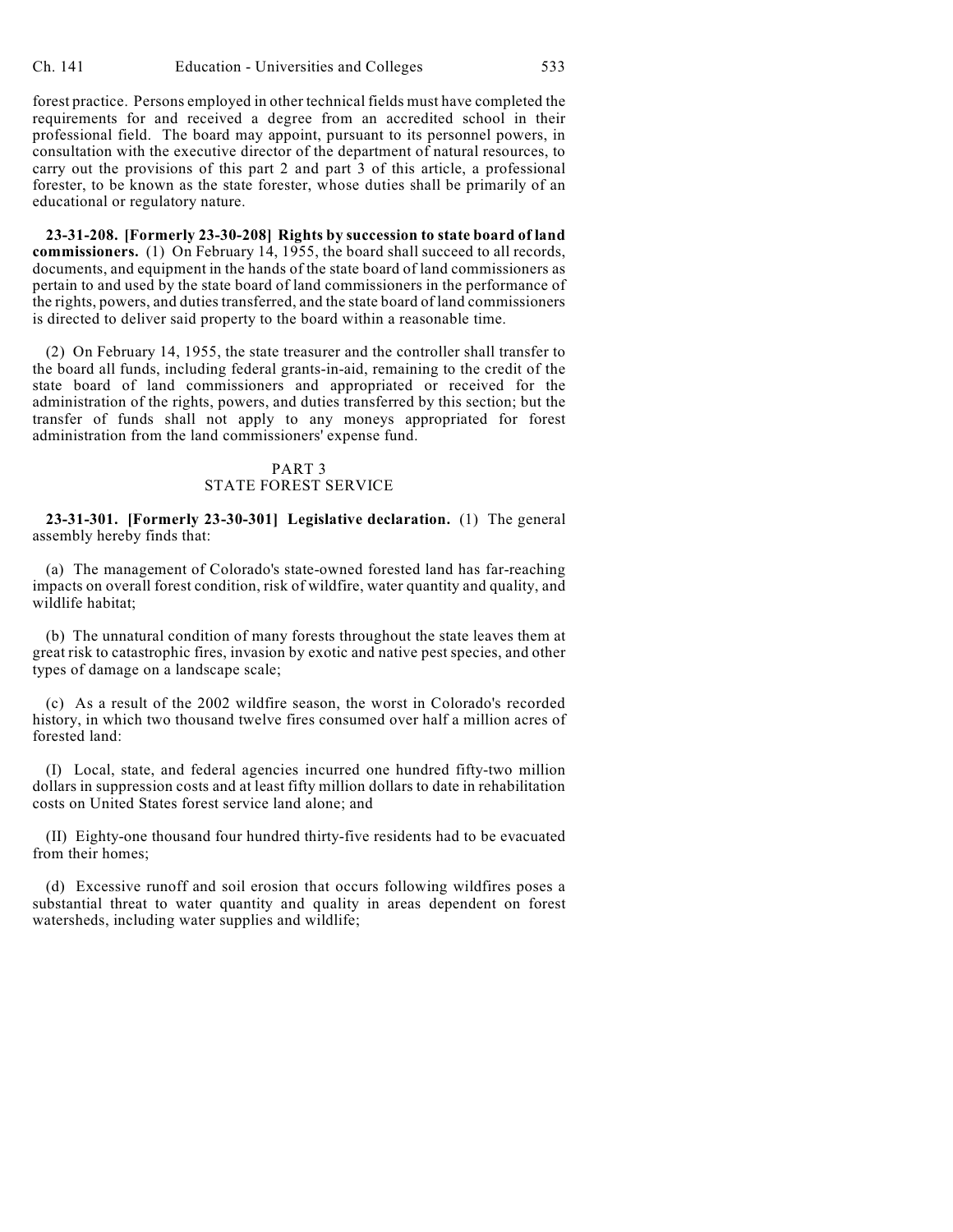forest practice. Persons employed in other technical fields must have completed the requirements for and received a degree from an accredited school in their professional field. The board may appoint, pursuant to its personnel powers, in consultation with the executive director of the department of natural resources, to carry out the provisions of this part 2 and part 3 of this article, a professional forester, to be known as the state forester, whose duties shall be primarily of an educational or regulatory nature.

**23-31-208. [Formerly 23-30-208] Rights by succession to state board of land commissioners.** (1) On February 14, 1955, the board shall succeed to all records, documents, and equipment in the hands of the state board of land commissioners as pertain to and used by the state board of land commissioners in the performance of the rights, powers, and duties transferred, and the state board of land commissioners is directed to deliver said property to the board within a reasonable time.

(2) On February 14, 1955, the state treasurer and the controller shall transfer to the board all funds, including federal grants-in-aid, remaining to the credit of the state board of land commissioners and appropriated or received for the administration of the rights, powers, and duties transferred by this section; but the transfer of funds shall not apply to any moneys appropriated for forest administration from the land commissioners' expense fund.

## PART 3
## STATE FOREST SERVICE

**23-31-301. [Formerly 23-30-301] Legislative declaration.** (1) The general assembly hereby finds that:

(a) The management of Colorado's state-owned forested land has far-reaching impacts on overall forest condition, risk of wildfire, water quantity and quality, and wildlife habitat;

(b) The unnatural condition of many forests throughout the state leaves them at great risk to catastrophic fires, invasion by exotic and native pest species, and other types of damage on a landscape scale;

(c) As a result of the 2002 wildfire season, the worst in Colorado's recorded history, in which two thousand twelve fires consumed over half a million acres of forested land:

(I) Local, state, and federal agencies incurred one hundred fifty-two million dollars in suppression costs and at least fifty million dollars to date in rehabilitation costs on United States forest service land alone; and

(II) Eighty-one thousand four hundred thirty-five residents had to be evacuated from their homes;

(d) Excessive runoff and soil erosion that occurs following wildfires poses a substantial threat to water quantity and quality in areas dependent on forest watersheds, including water supplies and wildlife;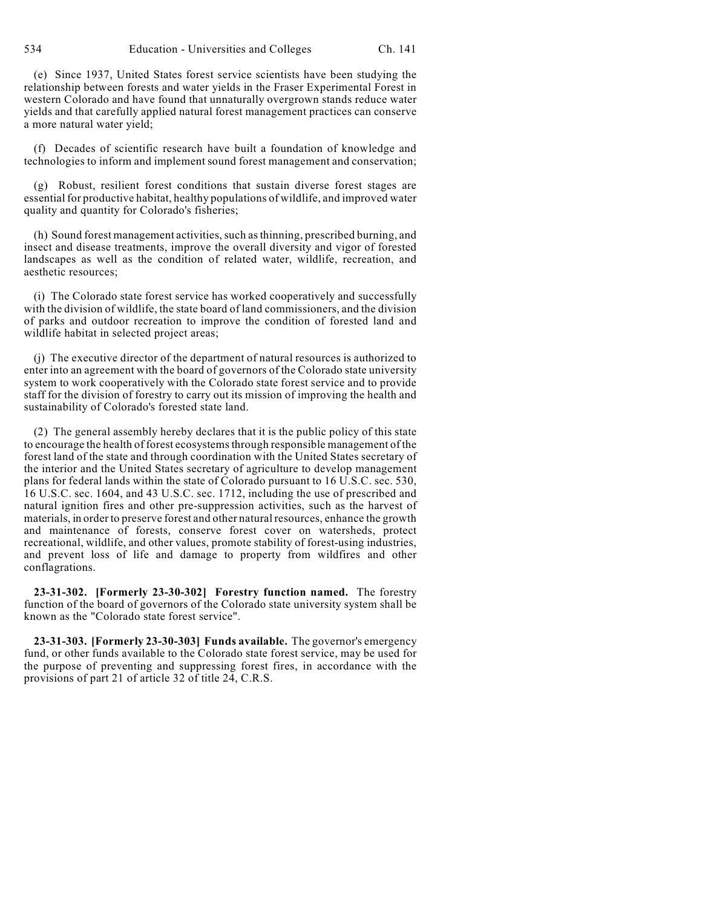(e) Since 1937, United States forest service scientists have been studying the relationship between forests and water yields in the Fraser Experimental Forest in western Colorado and have found that unnaturally overgrown stands reduce water yields and that carefully applied natural forest management practices can conserve a more natural water yield;

(f) Decades of scientific research have built a foundation of knowledge and technologies to inform and implement sound forest management and conservation;

(g) Robust, resilient forest conditions that sustain diverse forest stages are essential for productive habitat, healthy populations of wildlife, and improved water quality and quantity for Colorado's fisheries;

(h) Sound forest management activities, such as thinning, prescribed burning, and insect and disease treatments, improve the overall diversity and vigor of forested landscapes as well as the condition of related water, wildlife, recreation, and aesthetic resources;

(i) The Colorado state forest service has worked cooperatively and successfully with the division of wildlife, the state board of land commissioners, and the division of parks and outdoor recreation to improve the condition of forested land and wildlife habitat in selected project areas;

(j) The executive director of the department of natural resources is authorized to enter into an agreement with the board of governors of the Colorado state university system to work cooperatively with the Colorado state forest service and to provide staff for the division of forestry to carry out its mission of improving the health and sustainability of Colorado's forested state land.

(2) The general assembly hereby declares that it is the public policy of this state to encourage the health of forest ecosystems through responsible management of the forest land of the state and through coordination with the United States secretary of the interior and the United States secretary of agriculture to develop management plans for federal lands within the state of Colorado pursuant to 16 U.S.C. sec. 530, 16 U.S.C. sec. 1604, and 43 U.S.C. sec. 1712, including the use of prescribed and natural ignition fires and other pre-suppression activities, such as the harvest of materials, in order to preserve forest and other natural resources, enhance the growth and maintenance of forests, conserve forest cover on watersheds, protect recreational, wildlife, and other values, promote stability of forest-using industries, and prevent loss of life and damage to property from wildfires and other conflagrations.

**23-31-302. [Formerly 23-30-302] Forestry function named.** The forestry function of the board of governors of the Colorado state university system shall be known as the "Colorado state forest service".

**23-31-303. [Formerly 23-30-303] Funds available.** The governor's emergency fund, or other funds available to the Colorado state forest service, may be used for the purpose of preventing and suppressing forest fires, in accordance with the provisions of part 21 of article 32 of title 24, C.R.S.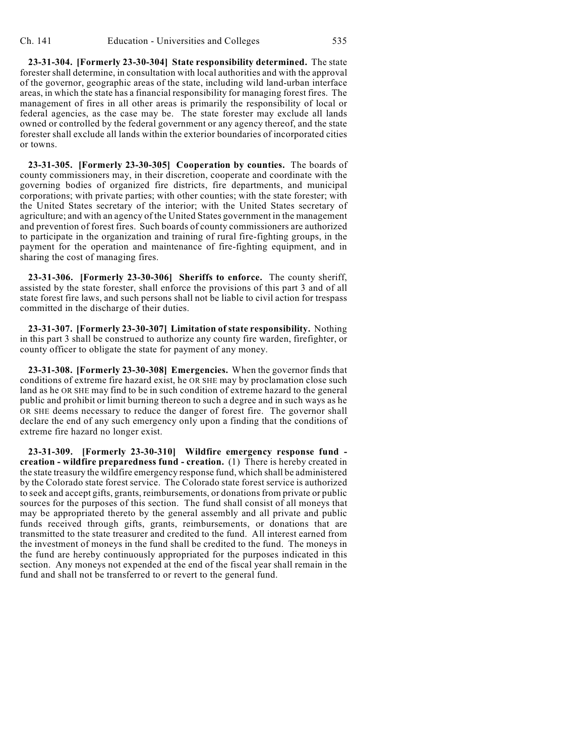**23-31-304. [Formerly 23-30-304] State responsibility determined.** The state forester shall determine, in consultation with local authorities and with the approval of the governor, geographic areas of the state, including wild land-urban interface areas, in which the state has a financial responsibility for managing forest fires. The management of fires in all other areas is primarily the responsibility of local or federal agencies, as the case may be. The state forester may exclude all lands owned or controlled by the federal government or any agency thereof, and the state forester shall exclude all lands within the exterior boundaries of incorporated cities or towns.

**23-31-305. [Formerly 23-30-305] Cooperation by counties.** The boards of county commissioners may, in their discretion, cooperate and coordinate with the governing bodies of organized fire districts, fire departments, and municipal corporations; with private parties; with other counties; with the state forester; with the United States secretary of the interior; with the United States secretary of agriculture; and with an agency of the United States government in the management and prevention of forest fires. Such boards of county commissioners are authorized to participate in the organization and training of rural fire-fighting groups, in the payment for the operation and maintenance of fire-fighting equipment, and in sharing the cost of managing fires.

**23-31-306. [Formerly 23-30-306] Sheriffs to enforce.** The county sheriff, assisted by the state forester, shall enforce the provisions of this part 3 and of all state forest fire laws, and such persons shall not be liable to civil action for trespass committed in the discharge of their duties.

**23-31-307. [Formerly 23-30-307] Limitation of state responsibility.** Nothing in this part 3 shall be construed to authorize any county fire warden, firefighter, or county officer to obligate the state for payment of any money.

**23-31-308. [Formerly 23-30-308] Emergencies.** When the governor finds that conditions of extreme fire hazard exist, he OR SHE may by proclamation close such land as he OR SHE may find to be in such condition of extreme hazard to the general public and prohibit or limit burning thereon to such a degree and in such ways as he OR SHE deems necessary to reduce the danger of forest fire. The governor shall declare the end of any such emergency only upon a finding that the conditions of extreme fire hazard no longer exist.

**23-31-309. [Formerly 23-30-310] Wildfire emergency response fund - creation - wildfire preparedness fund - creation.** (1) There is hereby created in the state treasury the wildfire emergency response fund, which shall be administered by the Colorado state forest service. The Colorado state forest service is authorized to seek and accept gifts, grants, reimbursements, or donations from private or public sources for the purposes of this section. The fund shall consist of all moneys that may be appropriated thereto by the general assembly and all private and public funds received through gifts, grants, reimbursements, or donations that are transmitted to the state treasurer and credited to the fund. All interest earned from the investment of moneys in the fund shall be credited to the fund. The moneys in the fund are hereby continuously appropriated for the purposes indicated in this section. Any moneys not expended at the end of the fiscal year shall remain in the fund and shall not be transferred to or revert to the general fund.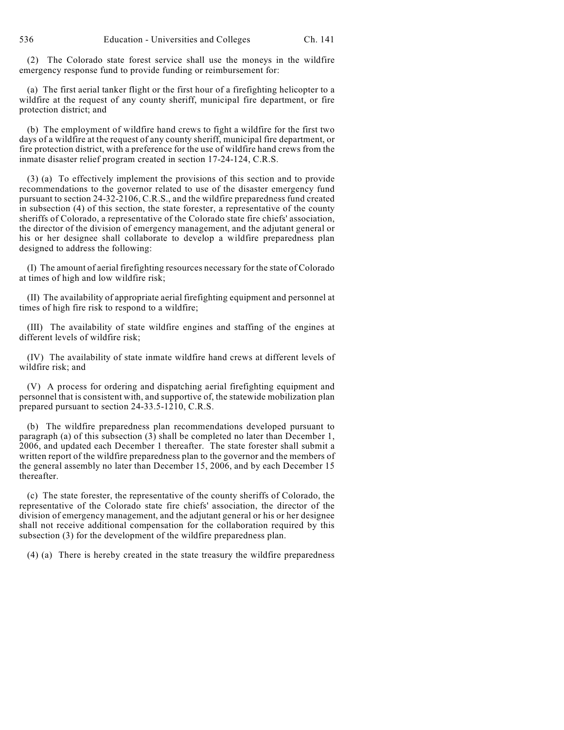(2) The Colorado state forest service shall use the moneys in the wildfire emergency response fund to provide funding or reimbursement for:

(a) The first aerial tanker flight or the first hour of a firefighting helicopter to a wildfire at the request of any county sheriff, municipal fire department, or fire protection district; and

(b) The employment of wildfire hand crews to fight a wildfire for the first two days of a wildfire at the request of any county sheriff, municipal fire department, or fire protection district, with a preference for the use of wildfire hand crews from the inmate disaster relief program created in section 17-24-124, C.R.S.

(3) (a) To effectively implement the provisions of this section and to provide recommendations to the governor related to use of the disaster emergency fund pursuant to section 24-32-2106, C.R.S., and the wildfire preparedness fund created in subsection (4) of this section, the state forester, a representative of the county sheriffs of Colorado, a representative of the Colorado state fire chiefs' association, the director of the division of emergency management, and the adjutant general or his or her designee shall collaborate to develop a wildfire preparedness plan designed to address the following:

(I) The amount of aerial firefighting resources necessary for the state of Colorado at times of high and low wildfire risk;

(II) The availability of appropriate aerial firefighting equipment and personnel at times of high fire risk to respond to a wildfire;

(III) The availability of state wildfire engines and staffing of the engines at different levels of wildfire risk;

(IV) The availability of state inmate wildfire hand crews at different levels of wildfire risk; and

(V) A process for ordering and dispatching aerial firefighting equipment and personnel that is consistent with, and supportive of, the statewide mobilization plan prepared pursuant to section 24-33.5-1210, C.R.S.

(b) The wildfire preparedness plan recommendations developed pursuant to paragraph (a) of this subsection (3) shall be completed no later than December 1, 2006, and updated each December 1 thereafter. The state forester shall submit a written report of the wildfire preparedness plan to the governor and the members of the general assembly no later than December 15, 2006, and by each December 15 thereafter.

(c) The state forester, the representative of the county sheriffs of Colorado, the representative of the Colorado state fire chiefs' association, the director of the division of emergency management, and the adjutant general or his or her designee shall not receive additional compensation for the collaboration required by this subsection (3) for the development of the wildfire preparedness plan.

(4) (a) There is hereby created in the state treasury the wildfire preparedness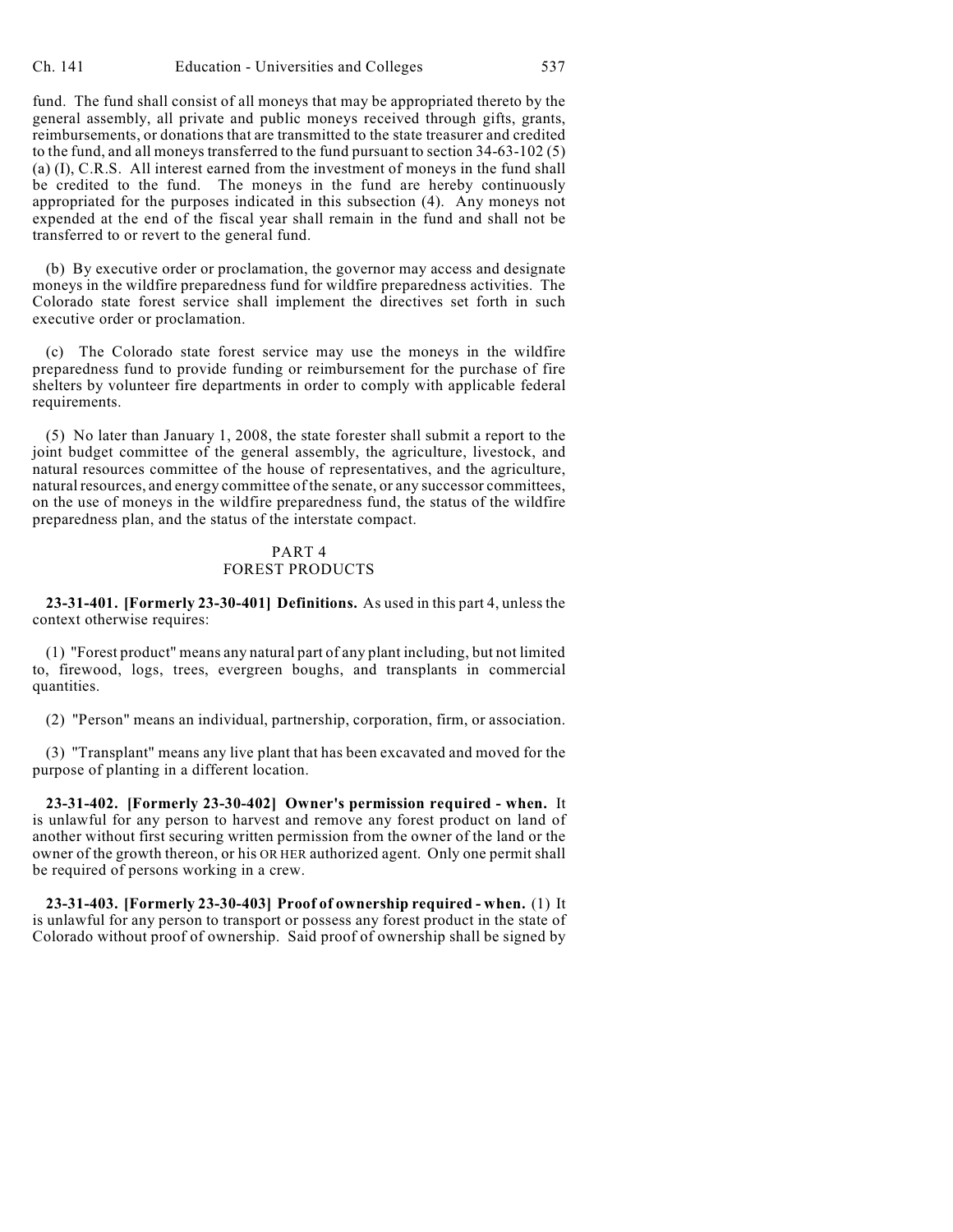fund. The fund shall consist of all moneys that may be appropriated thereto by the general assembly, all private and public moneys received through gifts, grants, reimbursements, or donations that are transmitted to the state treasurer and credited to the fund, and all moneys transferred to the fund pursuant to section 34-63-102 (5) (a) (I), C.R.S. All interest earned from the investment of moneys in the fund shall be credited to the fund. The moneys in the fund are hereby continuously appropriated for the purposes indicated in this subsection (4). Any moneys not expended at the end of the fiscal year shall remain in the fund and shall not be transferred to or revert to the general fund.

(b) By executive order or proclamation, the governor may access and designate moneys in the wildfire preparedness fund for wildfire preparedness activities. The Colorado state forest service shall implement the directives set forth in such executive order or proclamation.

(c) The Colorado state forest service may use the moneys in the wildfire preparedness fund to provide funding or reimbursement for the purchase of fire shelters by volunteer fire departments in order to comply with applicable federal requirements.

(5) No later than January 1, 2008, the state forester shall submit a report to the joint budget committee of the general assembly, the agriculture, livestock, and natural resources committee of the house of representatives, and the agriculture, natural resources, and energy committee of the senate, or any successor committees, on the use of moneys in the wildfire preparedness fund, the status of the wildfire preparedness plan, and the status of the interstate compact.

## PART 4
## FOREST PRODUCTS

**23-31-401. [Formerly 23-30-401] Definitions.** As used in this part 4, unless the context otherwise requires:

(1) "Forest product" means any natural part of any plant including, but not limited to, firewood, logs, trees, evergreen boughs, and transplants in commercial quantities.

(2) "Person" means an individual, partnership, corporation, firm, or association.

(3) "Transplant" means any live plant that has been excavated and moved for the purpose of planting in a different location.

**23-31-402. [Formerly 23-30-402] Owner's permission required - when.** It is unlawful for any person to harvest and remove any forest product on land of another without first securing written permission from the owner of the land or the owner of the growth thereon, or his OR HER authorized agent. Only one permit shall be required of persons working in a crew.

**23-31-403. [Formerly 23-30-403] Proof of ownership required - when.** (1) It is unlawful for any person to transport or possess any forest product in the state of Colorado without proof of ownership. Said proof of ownership shall be signed by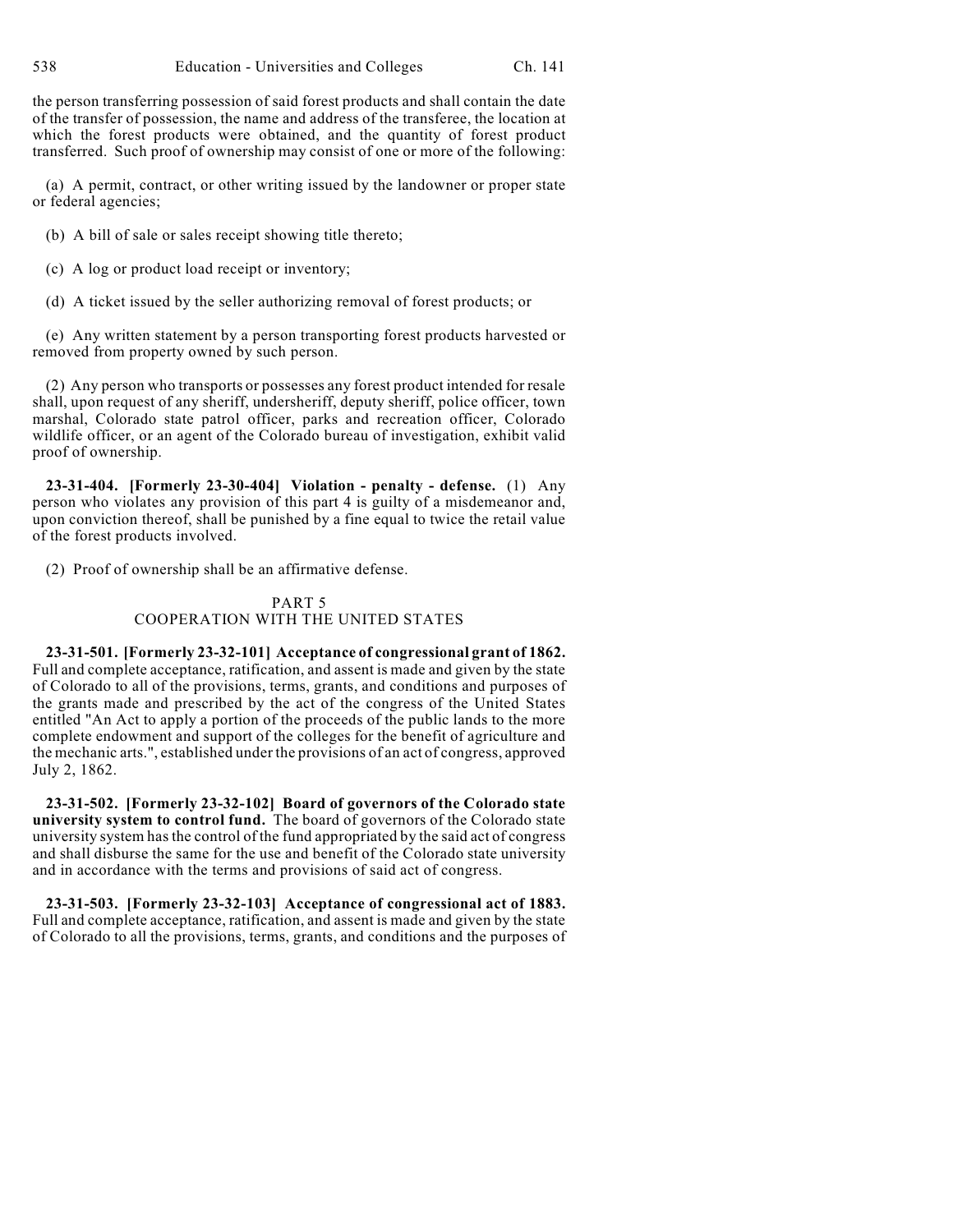the person transferring possession of said forest products and shall contain the date of the transfer of possession, the name and address of the transferee, the location at which the forest products were obtained, and the quantity of forest product transferred. Such proof of ownership may consist of one or more of the following:

(a) A permit, contract, or other writing issued by the landowner or proper state or federal agencies;

(b) A bill of sale or sales receipt showing title thereto;

(c) A log or product load receipt or inventory;

(d) A ticket issued by the seller authorizing removal of forest products; or

(e) Any written statement by a person transporting forest products harvested or removed from property owned by such person.

(2) Any person who transports or possesses any forest product intended for resale shall, upon request of any sheriff, undersheriff, deputy sheriff, police officer, town marshal, Colorado state patrol officer, parks and recreation officer, Colorado wildlife officer, or an agent of the Colorado bureau of investigation, exhibit valid proof of ownership.

**23-31-404. [Formerly 23-30-404] Violation - penalty - defense.** (1) Any person who violates any provision of this part 4 is guilty of a misdemeanor and, upon conviction thereof, shall be punished by a fine equal to twice the retail value of the forest products involved.

(2) Proof of ownership shall be an affirmative defense.

## PART 5
## COOPERATION WITH THE UNITED STATES

**23-31-501. [Formerly 23-32-101] Acceptance of congressional grant of 1862.** Full and complete acceptance, ratification, and assent is made and given by the state of Colorado to all of the provisions, terms, grants, and conditions and purposes of the grants made and prescribed by the act of the congress of the United States entitled "An Act to apply a portion of the proceeds of the public lands to the more complete endowment and support of the colleges for the benefit of agriculture and the mechanic arts.", established under the provisions of an act of congress, approved July 2, 1862.

**23-31-502. [Formerly 23-32-102] Board of governors of the Colorado state university system to control fund.** The board of governors of the Colorado state university system has the control of the fund appropriated by the said act of congress and shall disburse the same for the use and benefit of the Colorado state university and in accordance with the terms and provisions of said act of congress.

**23-31-503. [Formerly 23-32-103] Acceptance of congressional act of 1883.** Full and complete acceptance, ratification, and assent is made and given by the state of Colorado to all the provisions, terms, grants, and conditions and the purposes of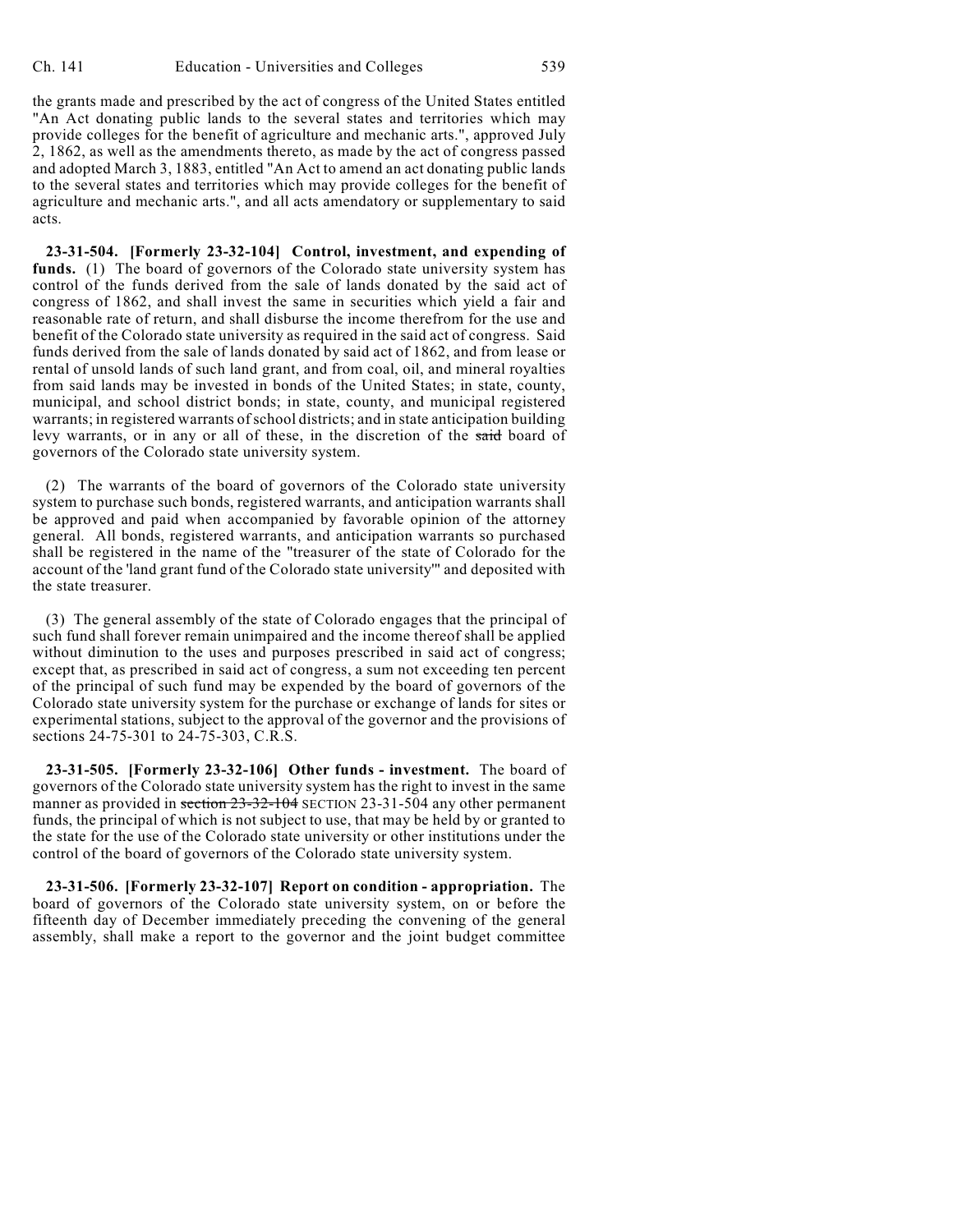the grants made and prescribed by the act of congress of the United States entitled "An Act donating public lands to the several states and territories which may provide colleges for the benefit of agriculture and mechanic arts.", approved July 2, 1862, as well as the amendments thereto, as made by the act of congress passed and adopted March 3, 1883, entitled "An Act to amend an act donating public lands to the several states and territories which may provide colleges for the benefit of agriculture and mechanic arts.", and all acts amendatory or supplementary to said acts.

**23-31-504. [Formerly 23-32-104] Control, investment, and expending of funds.** (1) The board of governors of the Colorado state university system has control of the funds derived from the sale of lands donated by the said act of congress of 1862, and shall invest the same in securities which yield a fair and reasonable rate of return, and shall disburse the income therefrom for the use and benefit of the Colorado state university as required in the said act of congress. Said funds derived from the sale of lands donated by said act of 1862, and from lease or rental of unsold lands of such land grant, and from coal, oil, and mineral royalties from said lands may be invested in bonds of the United States; in state, county, municipal, and school district bonds; in state, county, and municipal registered warrants; in registered warrants of school districts; and in state anticipation building levy warrants, or in any or all of these, in the discretion of the ~~said~~ board of governors of the Colorado state university system.

(2) The warrants of the board of governors of the Colorado state university system to purchase such bonds, registered warrants, and anticipation warrants shall be approved and paid when accompanied by favorable opinion of the attorney general. All bonds, registered warrants, and anticipation warrants so purchased shall be registered in the name of the "treasurer of the state of Colorado for the account of the 'land grant fund of the Colorado state university'" and deposited with the state treasurer.

(3) The general assembly of the state of Colorado engages that the principal of such fund shall forever remain unimpaired and the income thereof shall be applied without diminution to the uses and purposes prescribed in said act of congress; except that, as prescribed in said act of congress, a sum not exceeding ten percent of the principal of such fund may be expended by the board of governors of the Colorado state university system for the purchase or exchange of lands for sites or experimental stations, subject to the approval of the governor and the provisions of sections 24-75-301 to 24-75-303, C.R.S.

**23-31-505. [Formerly 23-32-106] Other funds - investment.** The board of governors of the Colorado state university system has the right to invest in the same manner as provided in ~~section 23-32-104~~ SECTION 23-31-504 any other permanent funds, the principal of which is not subject to use, that may be held by or granted to the state for the use of the Colorado state university or other institutions under the control of the board of governors of the Colorado state university system.

**23-31-506. [Formerly 23-32-107] Report on condition - appropriation.** The board of governors of the Colorado state university system, on or before the fifteenth day of December immediately preceding the convening of the general assembly, shall make a report to the governor and the joint budget committee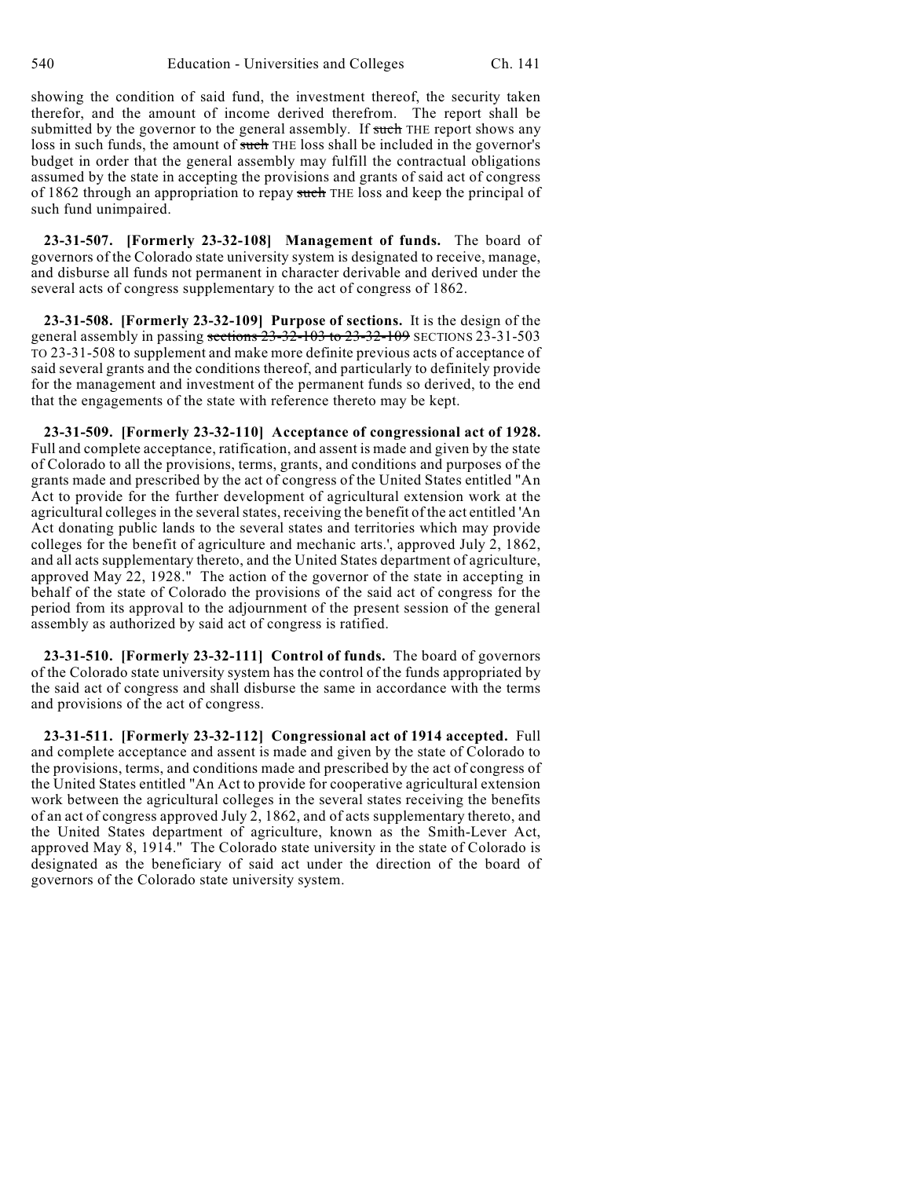showing the condition of said fund, the investment thereof, the security taken therefor, and the amount of income derived therefrom. The report shall be submitted by the governor to the general assembly. If ~~such~~ THE report shows any loss in such funds, the amount of ~~such~~ THE loss shall be included in the governor's budget in order that the general assembly may fulfill the contractual obligations assumed by the state in accepting the provisions and grants of said act of congress of 1862 through an appropriation to repay ~~such~~ THE loss and keep the principal of such fund unimpaired.

**23-31-507. [Formerly 23-32-108] Management of funds.** The board of governors of the Colorado state university system is designated to receive, manage, and disburse all funds not permanent in character derivable and derived under the several acts of congress supplementary to the act of congress of 1862.

**23-31-508. [Formerly 23-32-109] Purpose of sections.** It is the design of the general assembly in passing ~~sections 23-32-103 to 23-32-109~~ SECTIONS 23-31-503 TO 23-31-508 to supplement and make more definite previous acts of acceptance of said several grants and the conditions thereof, and particularly to definitely provide for the management and investment of the permanent funds so derived, to the end that the engagements of the state with reference thereto may be kept.

**23-31-509. [Formerly 23-32-110] Acceptance of congressional act of 1928.** Full and complete acceptance, ratification, and assent is made and given by the state of Colorado to all the provisions, terms, grants, and conditions and purposes of the grants made and prescribed by the act of congress of the United States entitled "An Act to provide for the further development of agricultural extension work at the agricultural colleges in the several states, receiving the benefit of the act entitled 'An Act donating public lands to the several states and territories which may provide colleges for the benefit of agriculture and mechanic arts.', approved July 2, 1862, and all acts supplementary thereto, and the United States department of agriculture, approved May 22, 1928." The action of the governor of the state in accepting in behalf of the state of Colorado the provisions of the said act of congress for the period from its approval to the adjournment of the present session of the general assembly as authorized by said act of congress is ratified.

**23-31-510. [Formerly 23-32-111] Control of funds.** The board of governors of the Colorado state university system has the control of the funds appropriated by the said act of congress and shall disburse the same in accordance with the terms and provisions of the act of congress.

**23-31-511. [Formerly 23-32-112] Congressional act of 1914 accepted.** Full and complete acceptance and assent is made and given by the state of Colorado to the provisions, terms, and conditions made and prescribed by the act of congress of the United States entitled "An Act to provide for cooperative agricultural extension work between the agricultural colleges in the several states receiving the benefits of an act of congress approved July 2, 1862, and of acts supplementary thereto, and the United States department of agriculture, known as the Smith-Lever Act, approved May 8, 1914." The Colorado state university in the state of Colorado is designated as the beneficiary of said act under the direction of the board of governors of the Colorado state university system.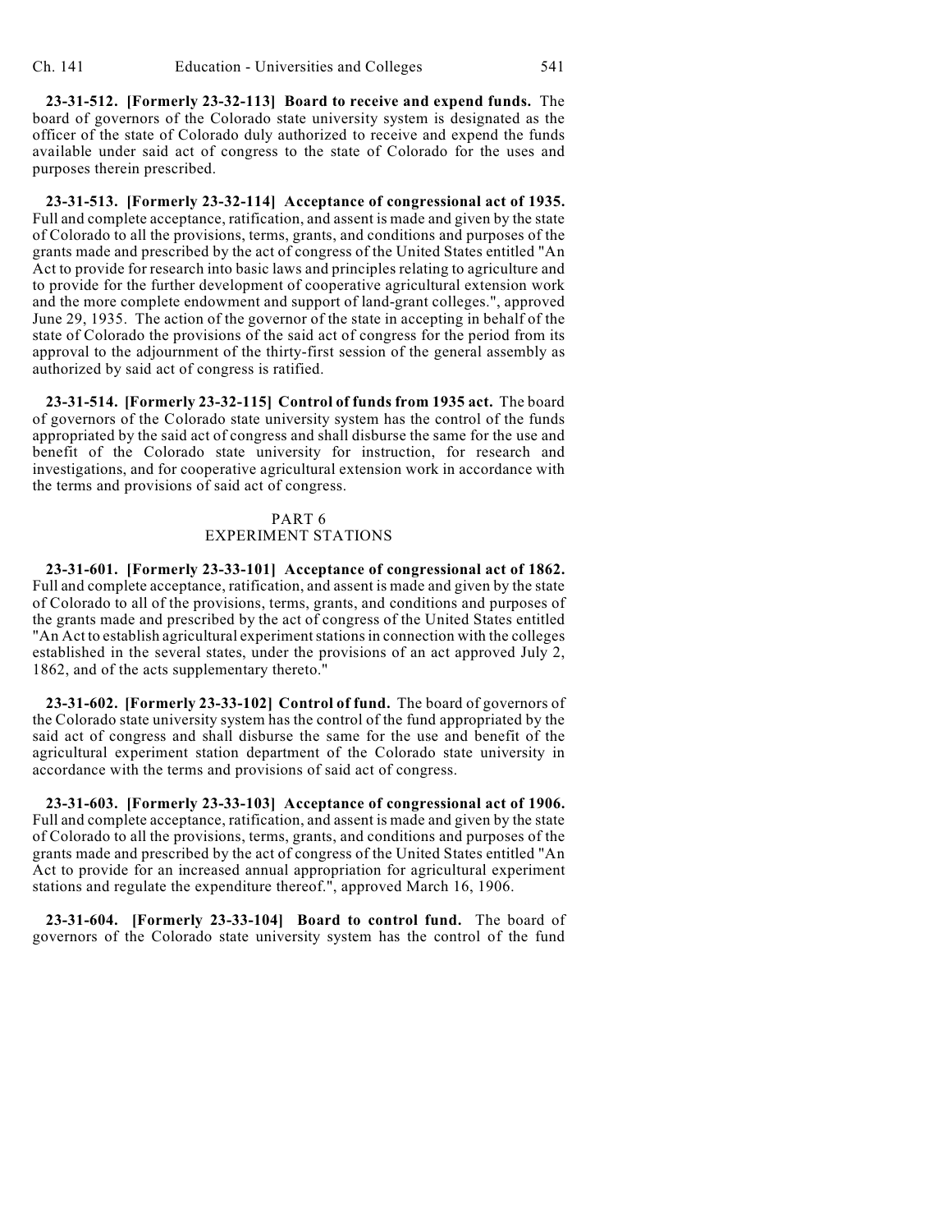**23-31-512. [Formerly 23-32-113] Board to receive and expend funds.** The board of governors of the Colorado state university system is designated as the officer of the state of Colorado duly authorized to receive and expend the funds available under said act of congress to the state of Colorado for the uses and purposes therein prescribed.

**23-31-513. [Formerly 23-32-114] Acceptance of congressional act of 1935.** Full and complete acceptance, ratification, and assent is made and given by the state of Colorado to all the provisions, terms, grants, and conditions and purposes of the grants made and prescribed by the act of congress of the United States entitled "An Act to provide for research into basic laws and principles relating to agriculture and to provide for the further development of cooperative agricultural extension work and the more complete endowment and support of land-grant colleges.", approved June 29, 1935. The action of the governor of the state in accepting in behalf of the state of Colorado the provisions of the said act of congress for the period from its approval to the adjournment of the thirty-first session of the general assembly as authorized by said act of congress is ratified.

**23-31-514. [Formerly 23-32-115] Control of funds from 1935 act.** The board of governors of the Colorado state university system has the control of the funds appropriated by the said act of congress and shall disburse the same for the use and benefit of the Colorado state university for instruction, for research and investigations, and for cooperative agricultural extension work in accordance with the terms and provisions of said act of congress.

## PART 6
## EXPERIMENT STATIONS

**23-31-601. [Formerly 23-33-101] Acceptance of congressional act of 1862.** Full and complete acceptance, ratification, and assent is made and given by the state of Colorado to all of the provisions, terms, grants, and conditions and purposes of the grants made and prescribed by the act of congress of the United States entitled "An Act to establish agricultural experiment stations in connection with the colleges established in the several states, under the provisions of an act approved July 2, 1862, and of the acts supplementary thereto."

**23-31-602. [Formerly 23-33-102] Control of fund.** The board of governors of the Colorado state university system has the control of the fund appropriated by the said act of congress and shall disburse the same for the use and benefit of the agricultural experiment station department of the Colorado state university in accordance with the terms and provisions of said act of congress.

**23-31-603. [Formerly 23-33-103] Acceptance of congressional act of 1906.** Full and complete acceptance, ratification, and assent is made and given by the state of Colorado to all the provisions, terms, grants, and conditions and purposes of the grants made and prescribed by the act of congress of the United States entitled "An Act to provide for an increased annual appropriation for agricultural experiment stations and regulate the expenditure thereof.", approved March 16, 1906.

**23-31-604. [Formerly 23-33-104] Board to control fund.** The board of governors of the Colorado state university system has the control of the fund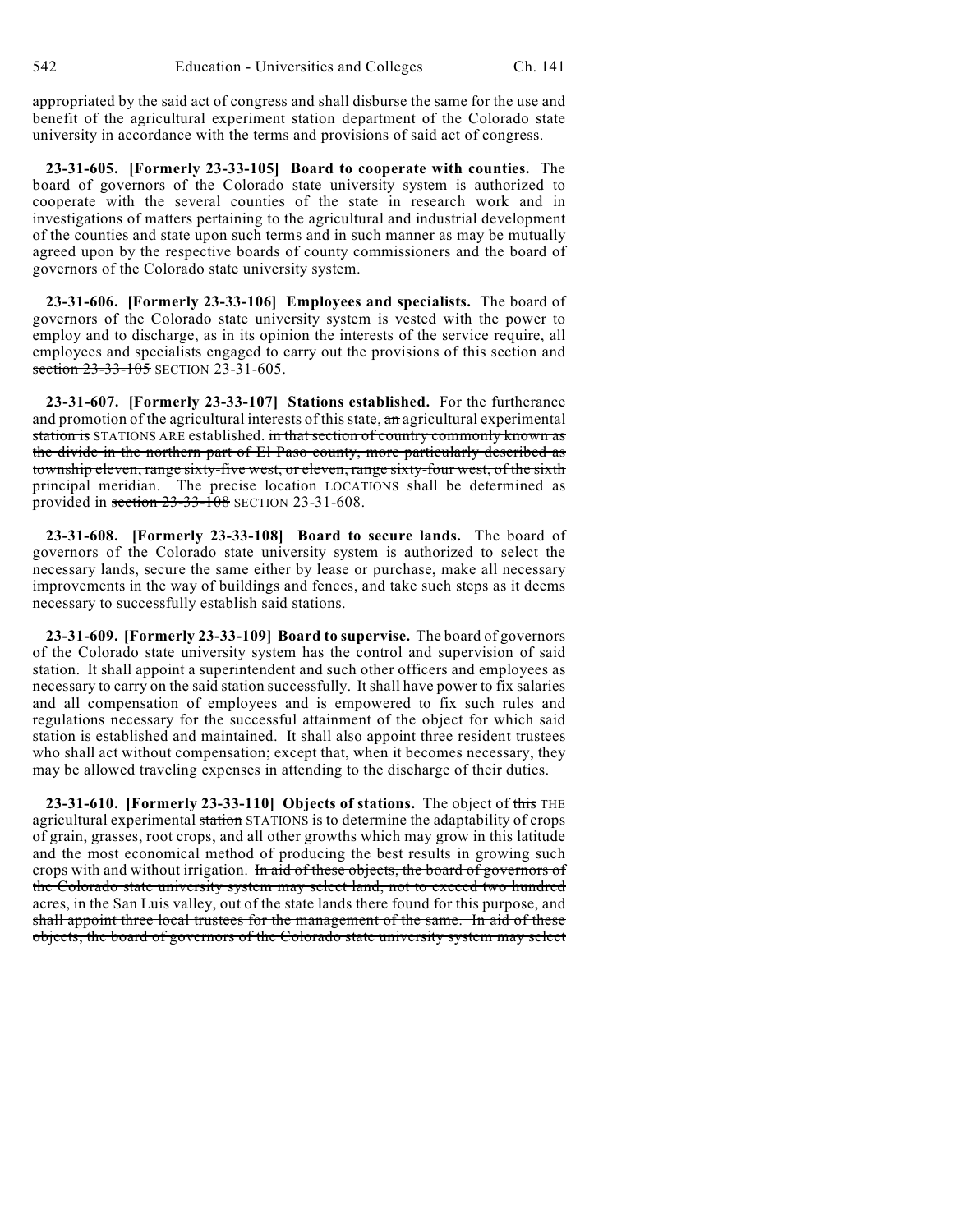appropriated by the said act of congress and shall disburse the same for the use and benefit of the agricultural experiment station department of the Colorado state university in accordance with the terms and provisions of said act of congress.

**23-31-605. [Formerly 23-33-105] Board to cooperate with counties.** The board of governors of the Colorado state university system is authorized to cooperate with the several counties of the state in research work and in investigations of matters pertaining to the agricultural and industrial development of the counties and state upon such terms and in such manner as may be mutually agreed upon by the respective boards of county commissioners and the board of governors of the Colorado state university system.

**23-31-606. [Formerly 23-33-106] Employees and specialists.** The board of governors of the Colorado state university system is vested with the power to employ and to discharge, as in its opinion the interests of the service require, all employees and specialists engaged to carry out the provisions of this section and ~~section 23-33-105~~ SECTION 23-31-605.

**23-31-607. [Formerly 23-33-107] Stations established.** For the furtherance and promotion of the agricultural interests of this state, ~~an~~ agricultural experimental ~~station is~~ STATIONS ARE established. ~~in that section of country commonly known as the divide in the northern part of El Paso county, more particularly described as township eleven, range sixty-five west, or eleven, range sixty-four west, of the sixth principal meridian.~~ The precise ~~location~~ LOCATIONS shall be determined as provided in ~~section 23-33-108~~ SECTION 23-31-608.

**23-31-608. [Formerly 23-33-108] Board to secure lands.** The board of governors of the Colorado state university system is authorized to select the necessary lands, secure the same either by lease or purchase, make all necessary improvements in the way of buildings and fences, and take such steps as it deems necessary to successfully establish said stations.

**23-31-609. [Formerly 23-33-109] Board to supervise.** The board of governors of the Colorado state university system has the control and supervision of said station. It shall appoint a superintendent and such other officers and employees as necessary to carry on the said station successfully. It shall have power to fix salaries and all compensation of employees and is empowered to fix such rules and regulations necessary for the successful attainment of the object for which said station is established and maintained. It shall also appoint three resident trustees who shall act without compensation; except that, when it becomes necessary, they may be allowed traveling expenses in attending to the discharge of their duties.

**23-31-610. [Formerly 23-33-110] Objects of stations.** The object of ~~this~~ THE agricultural experimental ~~station~~ STATIONS is to determine the adaptability of crops of grain, grasses, root crops, and all other growths which may grow in this latitude and the most economical method of producing the best results in growing such crops with and without irrigation. ~~In aid of these objects, the board of governors of the Colorado state university system may select land, not to exceed two hundred acres, in the San Luis valley, out of the state lands there found for this purpose, and shall appoint three local trustees for the management of the same. In aid of these objects, the board of governors of the Colorado state university system may select~~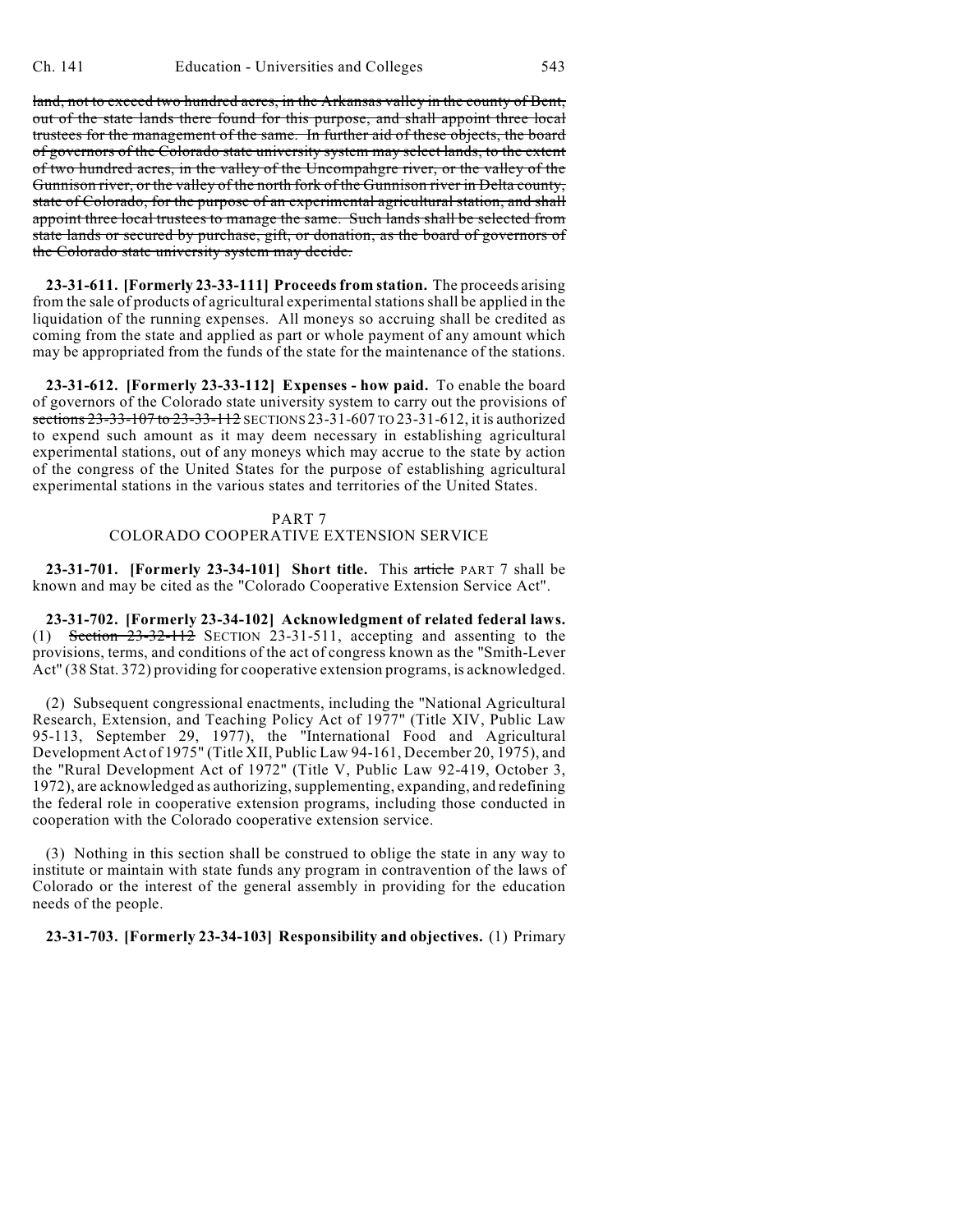~~land, not to exceed two hundred acres, in the Arkansas valley in the county of Bent, out of the state lands there found for this purpose, and shall appoint three local trustees for the management of the same. In further aid of these objects, the board of governors of the Colorado state university system may select lands, to the extent of two hundred acres, in the valley of the Uncompahgre river, or the valley of the Gunnison river, or the valley of the north fork of the Gunnison river in Delta county, state of Colorado, for the purpose of an experimental agricultural station, and shall appoint three local trustees to manage the same. Such lands shall be selected from state lands or secured by purchase, gift, or donation, as the board of governors of the Colorado state university system may decide.~~

**23-31-611. [Formerly 23-33-111] Proceeds from station.** The proceeds arising from the sale of products of agricultural experimental stations shall be applied in the liquidation of the running expenses. All moneys so accruing shall be credited as coming from the state and applied as part or whole payment of any amount which may be appropriated from the funds of the state for the maintenance of the stations.

**23-31-612. [Formerly 23-33-112] Expenses - how paid.** To enable the board of governors of the Colorado state university system to carry out the provisions of ~~sections 23-33-107 to 23-33-112~~ SECTIONS 23-31-607 TO 23-31-612, it is authorized to expend such amount as it may deem necessary in establishing agricultural experimental stations, out of any moneys which may accrue to the state by action of the congress of the United States for the purpose of establishing agricultural experimental stations in the various states and territories of the United States.

PART 7
COLORADO COOPERATIVE EXTENSION SERVICE

**23-31-701. [Formerly 23-34-101] Short title.** This ~~article~~ PART 7 shall be known and may be cited as the "Colorado Cooperative Extension Service Act".

**23-31-702. [Formerly 23-34-102] Acknowledgment of related federal laws.** (1) ~~Section 23-32-112~~ SECTION 23-31-511, accepting and assenting to the provisions, terms, and conditions of the act of congress known as the "Smith-Lever Act" (38 Stat. 372) providing for cooperative extension programs, is acknowledged.

(2) Subsequent congressional enactments, including the "National Agricultural Research, Extension, and Teaching Policy Act of 1977" (Title XIV, Public Law 95-113, September 29, 1977), the "International Food and Agricultural Development Act of 1975" (Title XII, Public Law 94-161, December 20, 1975), and the "Rural Development Act of 1972" (Title V, Public Law 92-419, October 3, 1972), are acknowledged as authorizing, supplementing, expanding, and redefining the federal role in cooperative extension programs, including those conducted in cooperation with the Colorado cooperative extension service.

(3) Nothing in this section shall be construed to oblige the state in any way to institute or maintain with state funds any program in contravention of the laws of Colorado or the interest of the general assembly in providing for the education needs of the people.

**23-31-703. [Formerly 23-34-103] Responsibility and objectives.** (1) Primary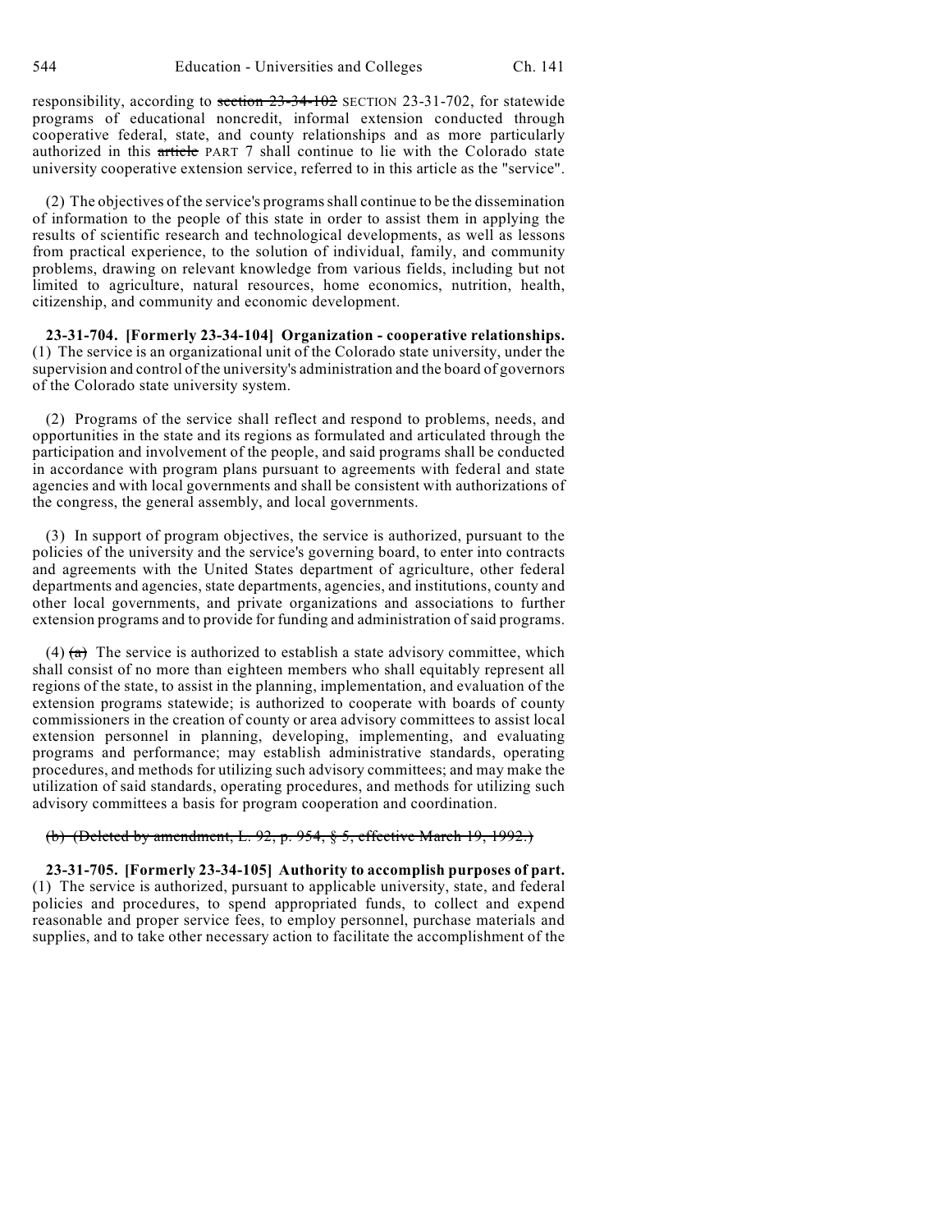responsibility, according to ~~section 23-34-102~~ SECTION 23-31-702, for statewide programs of educational noncredit, informal extension conducted through cooperative federal, state, and county relationships and as more particularly authorized in this ~~article~~ PART 7 shall continue to lie with the Colorado state university cooperative extension service, referred to in this article as the "service".

(2) The objectives of the service's programs shall continue to be the dissemination of information to the people of this state in order to assist them in applying the results of scientific research and technological developments, as well as lessons from practical experience, to the solution of individual, family, and community problems, drawing on relevant knowledge from various fields, including but not limited to agriculture, natural resources, home economics, nutrition, health, citizenship, and community and economic development.

**23-31-704. [Formerly 23-34-104] Organization - cooperative relationships.** (1) The service is an organizational unit of the Colorado state university, under the supervision and control of the university's administration and the board of governors of the Colorado state university system.

(2) Programs of the service shall reflect and respond to problems, needs, and opportunities in the state and its regions as formulated and articulated through the participation and involvement of the people, and said programs shall be conducted in accordance with program plans pursuant to agreements with federal and state agencies and with local governments and shall be consistent with authorizations of the congress, the general assembly, and local governments.

(3) In support of program objectives, the service is authorized, pursuant to the policies of the university and the service's governing board, to enter into contracts and agreements with the United States department of agriculture, other federal departments and agencies, state departments, agencies, and institutions, county and other local governments, and private organizations and associations to further extension programs and to provide for funding and administration of said programs.

(4) ~~(a)~~ The service is authorized to establish a state advisory committee, which shall consist of no more than eighteen members who shall equitably represent all regions of the state, to assist in the planning, implementation, and evaluation of the extension programs statewide; is authorized to cooperate with boards of county commissioners in the creation of county or area advisory committees to assist local extension personnel in planning, developing, implementing, and evaluating programs and performance; may establish administrative standards, operating procedures, and methods for utilizing such advisory committees; and may make the utilization of said standards, operating procedures, and methods for utilizing such advisory committees a basis for program cooperation and coordination.

~~(b) (Deleted by amendment, L. 92, p. 954, § 5, effective March 19, 1992.)~~

**23-31-705. [Formerly 23-34-105] Authority to accomplish purposes of part.** (1) The service is authorized, pursuant to applicable university, state, and federal policies and procedures, to spend appropriated funds, to collect and expend reasonable and proper service fees, to employ personnel, purchase materials and supplies, and to take other necessary action to facilitate the accomplishment of the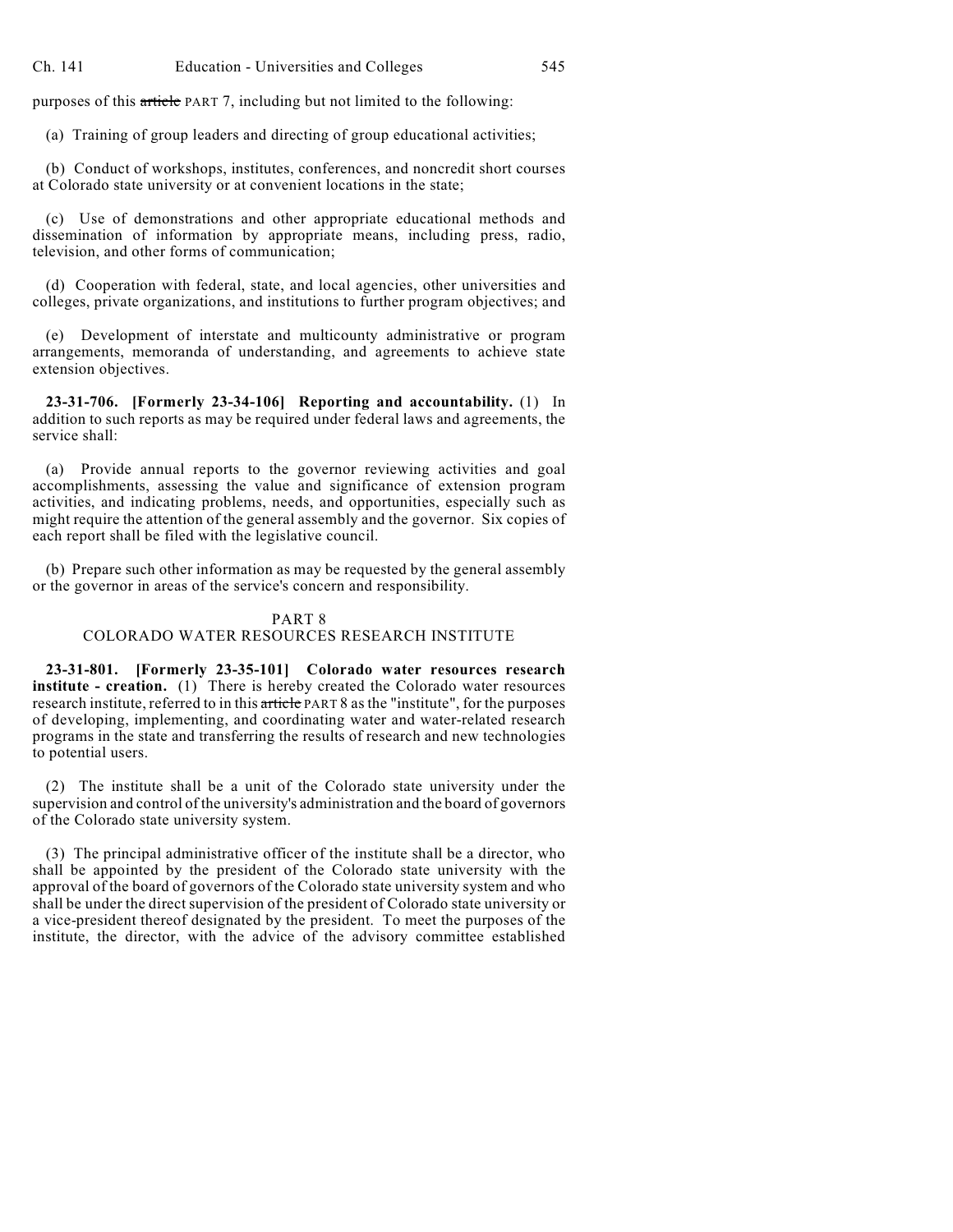purposes of this ~~article~~ PART 7, including but not limited to the following:

(a) Training of group leaders and directing of group educational activities;

(b) Conduct of workshops, institutes, conferences, and noncredit short courses at Colorado state university or at convenient locations in the state;

(c) Use of demonstrations and other appropriate educational methods and dissemination of information by appropriate means, including press, radio, television, and other forms of communication;

(d) Cooperation with federal, state, and local agencies, other universities and colleges, private organizations, and institutions to further program objectives; and

(e) Development of interstate and multicounty administrative or program arrangements, memoranda of understanding, and agreements to achieve state extension objectives.

**23-31-706. [Formerly 23-34-106] Reporting and accountability.** (1) In addition to such reports as may be required under federal laws and agreements, the service shall:

(a) Provide annual reports to the governor reviewing activities and goal accomplishments, assessing the value and significance of extension program activities, and indicating problems, needs, and opportunities, especially such as might require the attention of the general assembly and the governor. Six copies of each report shall be filed with the legislative council.

(b) Prepare such other information as may be requested by the general assembly or the governor in areas of the service's concern and responsibility.

## PART 8
## COLORADO WATER RESOURCES RESEARCH INSTITUTE

**23-31-801. [Formerly 23-35-101] Colorado water resources research institute - creation.** (1) There is hereby created the Colorado water resources research institute, referred to in this ~~article~~ PART 8 as the "institute", for the purposes of developing, implementing, and coordinating water and water-related research programs in the state and transferring the results of research and new technologies to potential users.

(2) The institute shall be a unit of the Colorado state university under the supervision and control of the university's administration and the board of governors of the Colorado state university system.

(3) The principal administrative officer of the institute shall be a director, who shall be appointed by the president of the Colorado state university with the approval of the board of governors of the Colorado state university system and who shall be under the direct supervision of the president of Colorado state university or a vice-president thereof designated by the president. To meet the purposes of the institute, the director, with the advice of the advisory committee established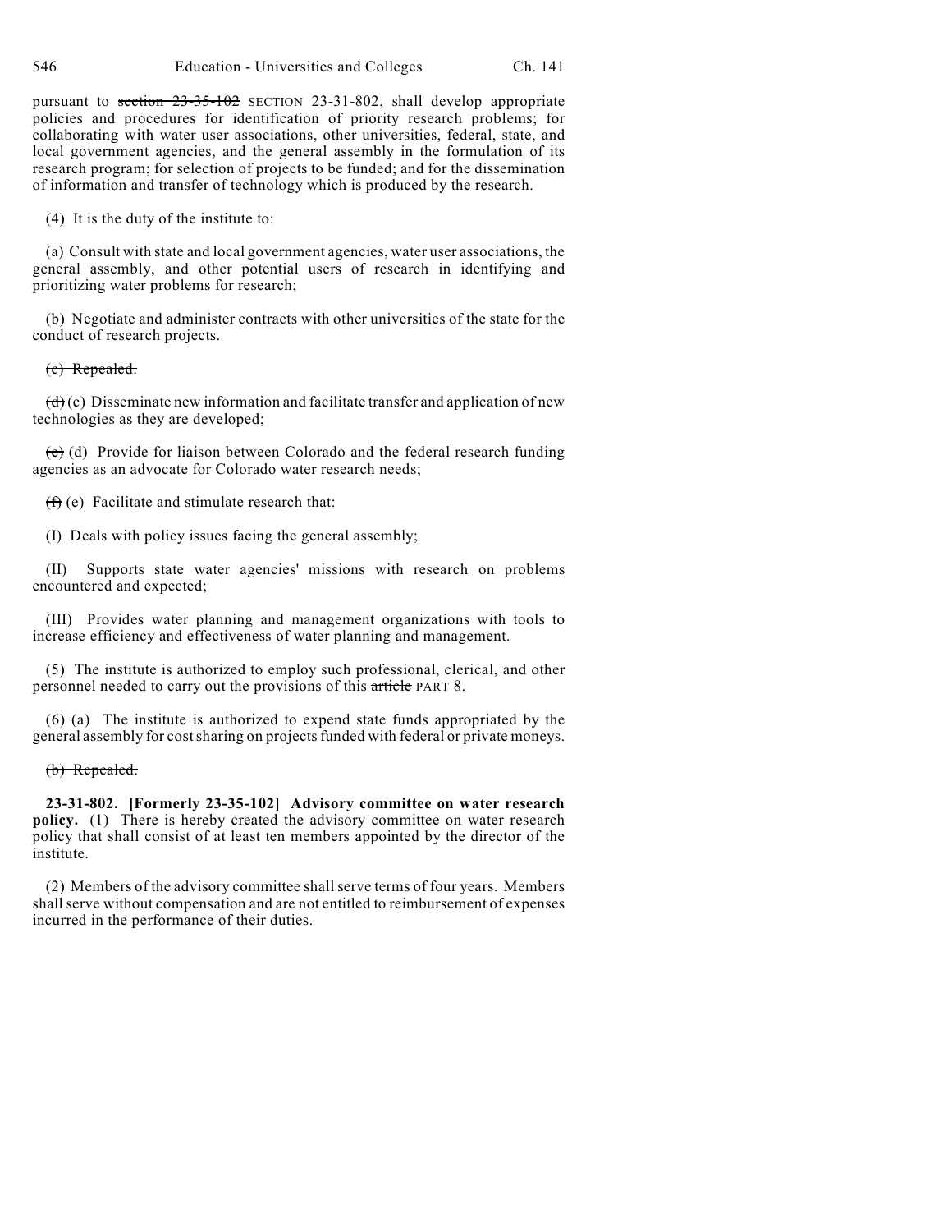pursuant to ~~section 23-35-102~~ SECTION 23-31-802, shall develop appropriate policies and procedures for identification of priority research problems; for collaborating with water user associations, other universities, federal, state, and local government agencies, and the general assembly in the formulation of its research program; for selection of projects to be funded; and for the dissemination of information and transfer of technology which is produced by the research.

(4) It is the duty of the institute to:

(a) Consult with state and local government agencies, water user associations, the general assembly, and other potential users of research in identifying and prioritizing water problems for research;

(b) Negotiate and administer contracts with other universities of the state for the conduct of research projects.

~~(c) Repealed.~~

~~(d)~~ (c) Disseminate new information and facilitate transfer and application of new technologies as they are developed;

~~(e)~~ (d) Provide for liaison between Colorado and the federal research funding agencies as an advocate for Colorado water research needs;

~~(f)~~ (e) Facilitate and stimulate research that:

(I) Deals with policy issues facing the general assembly;

(II) Supports state water agencies' missions with research on problems encountered and expected;

(III) Provides water planning and management organizations with tools to increase efficiency and effectiveness of water planning and management.

(5) The institute is authorized to employ such professional, clerical, and other personnel needed to carry out the provisions of this ~~article~~ PART 8.

(6) ~~(a)~~ The institute is authorized to expend state funds appropriated by the general assembly for cost sharing on projects funded with federal or private moneys.

~~(b) Repealed.~~

**23-31-802. [Formerly 23-35-102] Advisory committee on water research policy.** (1) There is hereby created the advisory committee on water research policy that shall consist of at least ten members appointed by the director of the institute.

(2) Members of the advisory committee shall serve terms of four years. Members shall serve without compensation and are not entitled to reimbursement of expenses incurred in the performance of their duties.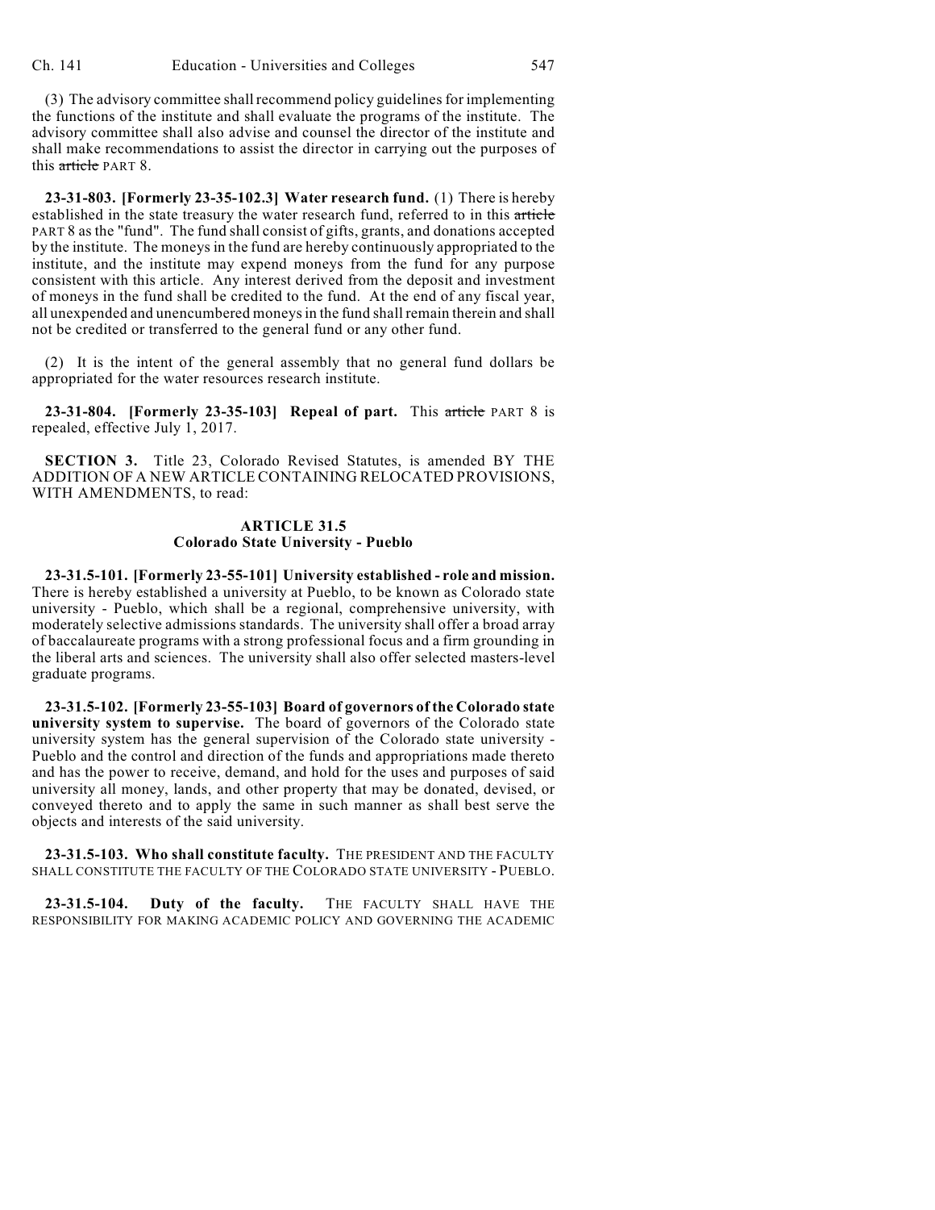(3) The advisory committee shall recommend policy guidelines for implementing the functions of the institute and shall evaluate the programs of the institute. The advisory committee shall also advise and counsel the director of the institute and shall make recommendations to assist the director in carrying out the purposes of this ~~article~~ PART 8.

**23-31-803. [Formerly 23-35-102.3] Water research fund.** (1) There is hereby established in the state treasury the water research fund, referred to in this ~~article~~ PART 8 as the "fund". The fund shall consist of gifts, grants, and donations accepted by the institute. The moneys in the fund are hereby continuously appropriated to the institute, and the institute may expend moneys from the fund for any purpose consistent with this article. Any interest derived from the deposit and investment of moneys in the fund shall be credited to the fund. At the end of any fiscal year, all unexpended and unencumbered moneys in the fund shall remain therein and shall not be credited or transferred to the general fund or any other fund.

(2) It is the intent of the general assembly that no general fund dollars be appropriated for the water resources research institute.

**23-31-804. [Formerly 23-35-103] Repeal of part.** This ~~article~~ PART 8 is repealed, effective July 1, 2017.

**SECTION 3.** Title 23, Colorado Revised Statutes, is amended BY THE ADDITION OF A NEW ARTICLE CONTAINING RELOCATED PROVISIONS, WITH AMENDMENTS, to read:

## ARTICLE 31.5
## Colorado State University - Pueblo

**23-31.5-101. [Formerly 23-55-101] University established - role and mission.** There is hereby established a university at Pueblo, to be known as Colorado state university - Pueblo, which shall be a regional, comprehensive university, with moderately selective admissions standards. The university shall offer a broad array of baccalaureate programs with a strong professional focus and a firm grounding in the liberal arts and sciences. The university shall also offer selected masters-level graduate programs.

**23-31.5-102. [Formerly 23-55-103] Board of governors of the Colorado state university system to supervise.** The board of governors of the Colorado state university system has the general supervision of the Colorado state university - Pueblo and the control and direction of the funds and appropriations made thereto and has the power to receive, demand, and hold for the uses and purposes of said university all money, lands, and other property that may be donated, devised, or conveyed thereto and to apply the same in such manner as shall best serve the objects and interests of the said university.

**23-31.5-103. Who shall constitute faculty.** THE PRESIDENT AND THE FACULTY SHALL CONSTITUTE THE FACULTY OF THE COLORADO STATE UNIVERSITY - PUEBLO.

**23-31.5-104. Duty of the faculty.** THE FACULTY SHALL HAVE THE RESPONSIBILITY FOR MAKING ACADEMIC POLICY AND GOVERNING THE ACADEMIC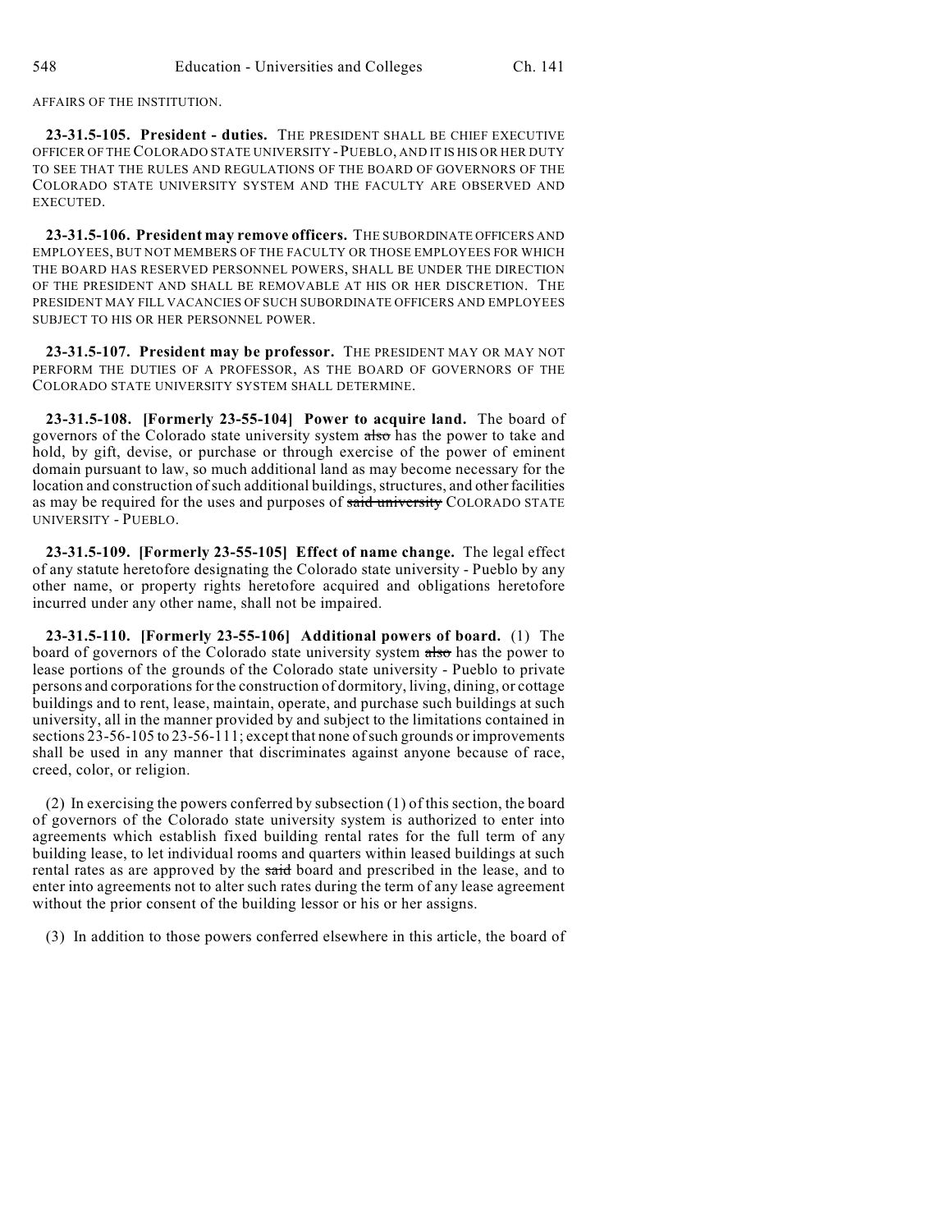AFFAIRS OF THE INSTITUTION.

**23-31.5-105. President - duties.** THE PRESIDENT SHALL BE CHIEF EXECUTIVE OFFICER OF THE COLORADO STATE UNIVERSITY - PUEBLO, AND IT IS HIS OR HER DUTY TO SEE THAT THE RULES AND REGULATIONS OF THE BOARD OF GOVERNORS OF THE COLORADO STATE UNIVERSITY SYSTEM AND THE FACULTY ARE OBSERVED AND EXECUTED.

**23-31.5-106. President may remove officers.** THE SUBORDINATE OFFICERS AND EMPLOYEES, BUT NOT MEMBERS OF THE FACULTY OR THOSE EMPLOYEES FOR WHICH THE BOARD HAS RESERVED PERSONNEL POWERS, SHALL BE UNDER THE DIRECTION OF THE PRESIDENT AND SHALL BE REMOVABLE AT HIS OR HER DISCRETION. THE PRESIDENT MAY FILL VACANCIES OF SUCH SUBORDINATE OFFICERS AND EMPLOYEES SUBJECT TO HIS OR HER PERSONNEL POWER.

**23-31.5-107. President may be professor.** THE PRESIDENT MAY OR MAY NOT PERFORM THE DUTIES OF A PROFESSOR, AS THE BOARD OF GOVERNORS OF THE COLORADO STATE UNIVERSITY SYSTEM SHALL DETERMINE.

**23-31.5-108. [Formerly 23-55-104] Power to acquire land.** The board of governors of the Colorado state university system ~~also~~ has the power to take and hold, by gift, devise, or purchase or through exercise of the power of eminent domain pursuant to law, so much additional land as may become necessary for the location and construction of such additional buildings, structures, and other facilities as may be required for the uses and purposes of ~~said university~~ COLORADO STATE UNIVERSITY - PUEBLO.

**23-31.5-109. [Formerly 23-55-105] Effect of name change.** The legal effect of any statute heretofore designating the Colorado state university - Pueblo by any other name, or property rights heretofore acquired and obligations heretofore incurred under any other name, shall not be impaired.

**23-31.5-110. [Formerly 23-55-106] Additional powers of board.** (1) The board of governors of the Colorado state university system ~~also~~ has the power to lease portions of the grounds of the Colorado state university - Pueblo to private persons and corporations for the construction of dormitory, living, dining, or cottage buildings and to rent, lease, maintain, operate, and purchase such buildings at such university, all in the manner provided by and subject to the limitations contained in sections 23-56-105 to 23-56-111; except that none of such grounds or improvements shall be used in any manner that discriminates against anyone because of race, creed, color, or religion.

(2) In exercising the powers conferred by subsection (1) of this section, the board of governors of the Colorado state university system is authorized to enter into agreements which establish fixed building rental rates for the full term of any building lease, to let individual rooms and quarters within leased buildings at such rental rates as are approved by the ~~said~~ board and prescribed in the lease, and to enter into agreements not to alter such rates during the term of any lease agreement without the prior consent of the building lessor or his or her assigns.

(3) In addition to those powers conferred elsewhere in this article, the board of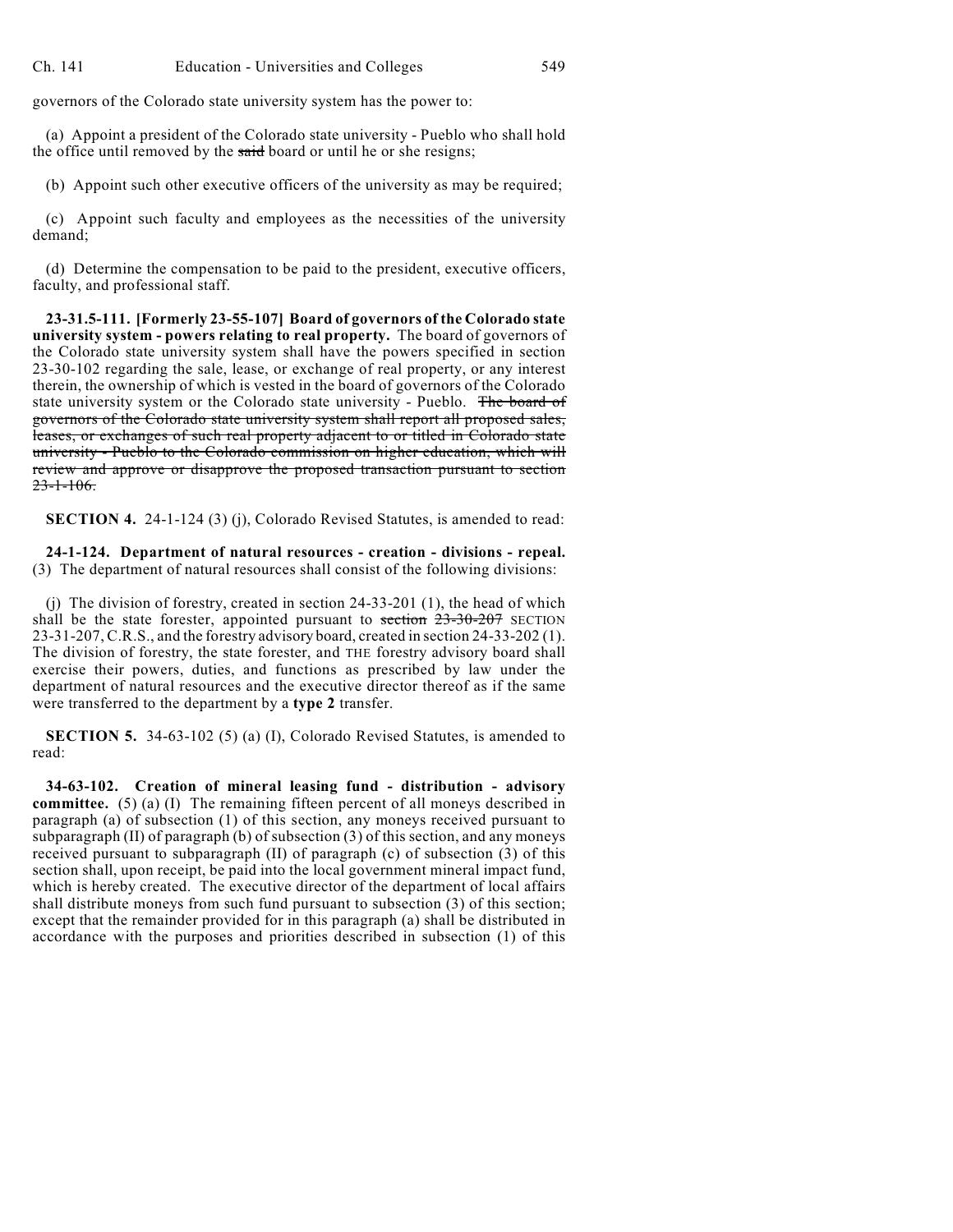governors of the Colorado state university system has the power to:

(a) Appoint a president of the Colorado state university - Pueblo who shall hold the office until removed by the ~~said~~ board or until he or she resigns;

(b) Appoint such other executive officers of the university as may be required;

(c) Appoint such faculty and employees as the necessities of the university demand;

(d) Determine the compensation to be paid to the president, executive officers, faculty, and professional staff.

**23-31.5-111. [Formerly 23-55-107] Board of governors of the Colorado state university system - powers relating to real property.** The board of governors of the Colorado state university system shall have the powers specified in section 23-30-102 regarding the sale, lease, or exchange of real property, or any interest therein, the ownership of which is vested in the board of governors of the Colorado state university system or the Colorado state university - Pueblo. ~~The board of governors of the Colorado state university system shall report all proposed sales, leases, or exchanges of such real property adjacent to or titled in Colorado state university - Pueblo to the Colorado commission on higher education, which will review and approve or disapprove the proposed transaction pursuant to section 23-1-106.~~

**SECTION 4.** 24-1-124 (3) (j), Colorado Revised Statutes, is amended to read:

**24-1-124. Department of natural resources - creation - divisions - repeal.** (3) The department of natural resources shall consist of the following divisions:

(j) The division of forestry, created in section 24-33-201 (1), the head of which shall be the state forester, appointed pursuant to ~~section 23-30-207~~ SECTION 23-31-207, C.R.S., and the forestry advisory board, created in section 24-33-202 (1). The division of forestry, the state forester, and THE forestry advisory board shall exercise their powers, duties, and functions as prescribed by law under the department of natural resources and the executive director thereof as if the same were transferred to the department by a **type 2** transfer.

**SECTION 5.** 34-63-102 (5) (a) (I), Colorado Revised Statutes, is amended to read:

**34-63-102. Creation of mineral leasing fund - distribution - advisory committee.** (5) (a) (I) The remaining fifteen percent of all moneys described in paragraph (a) of subsection (1) of this section, any moneys received pursuant to subparagraph (II) of paragraph (b) of subsection (3) of this section, and any moneys received pursuant to subparagraph (II) of paragraph (c) of subsection (3) of this section shall, upon receipt, be paid into the local government mineral impact fund, which is hereby created. The executive director of the department of local affairs shall distribute moneys from such fund pursuant to subsection (3) of this section; except that the remainder provided for in this paragraph (a) shall be distributed in accordance with the purposes and priorities described in subsection (1) of this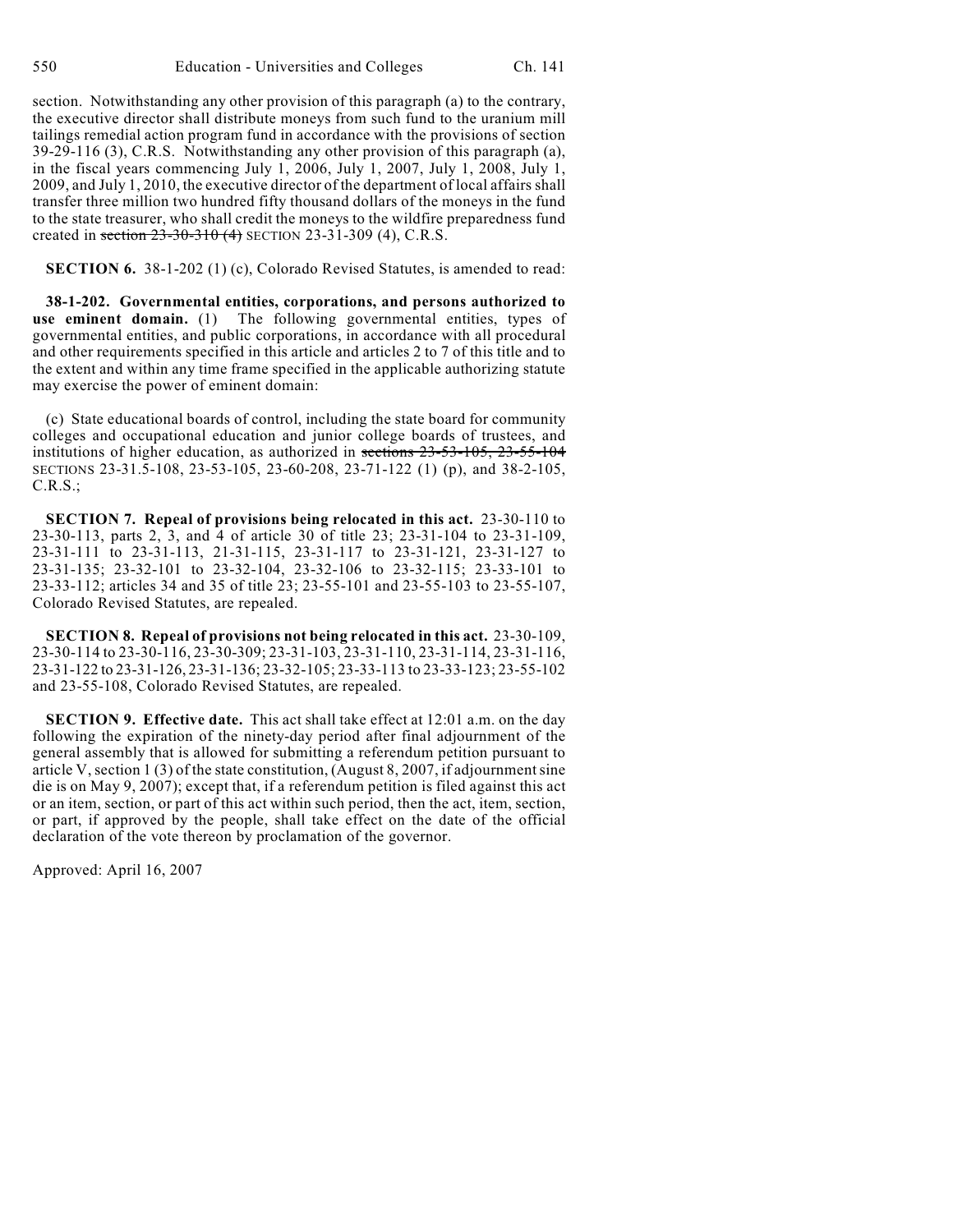section. Notwithstanding any other provision of this paragraph (a) to the contrary, the executive director shall distribute moneys from such fund to the uranium mill tailings remedial action program fund in accordance with the provisions of section 39-29-116 (3), C.R.S. Notwithstanding any other provision of this paragraph (a), in the fiscal years commencing July 1, 2006, July 1, 2007, July 1, 2008, July 1, 2009, and July 1, 2010, the executive director of the department of local affairs shall transfer three million two hundred fifty thousand dollars of the moneys in the fund to the state treasurer, who shall credit the moneys to the wildfire preparedness fund created in ~~section 23-30-310 (4)~~ SECTION 23-31-309 (4), C.R.S.

**SECTION 6.** 38-1-202 (1) (c), Colorado Revised Statutes, is amended to read:

**38-1-202. Governmental entities, corporations, and persons authorized to use eminent domain.** (1) The following governmental entities, types of governmental entities, and public corporations, in accordance with all procedural and other requirements specified in this article and articles 2 to 7 of this title and to the extent and within any time frame specified in the applicable authorizing statute may exercise the power of eminent domain:

(c) State educational boards of control, including the state board for community colleges and occupational education and junior college boards of trustees, and institutions of higher education, as authorized in ~~sections 23-53-105, 23-55-104~~ SECTIONS 23-31.5-108, 23-53-105, 23-60-208, 23-71-122 (1) (p), and 38-2-105, C.R.S.;

**SECTION 7. Repeal of provisions being relocated in this act.** 23-30-110 to 23-30-113, parts 2, 3, and 4 of article 30 of title 23; 23-31-104 to 23-31-109, 23-31-111 to 23-31-113, 21-31-115, 23-31-117 to 23-31-121, 23-31-127 to 23-31-135; 23-32-101 to 23-32-104, 23-32-106 to 23-32-115; 23-33-101 to 23-33-112; articles 34 and 35 of title 23; 23-55-101 and 23-55-103 to 23-55-107, Colorado Revised Statutes, are repealed.

**SECTION 8. Repeal of provisions not being relocated in this act.** 23-30-109, 23-30-114 to 23-30-116, 23-30-309; 23-31-103, 23-31-110, 23-31-114, 23-31-116, 23-31-122 to 23-31-126, 23-31-136; 23-32-105; 23-33-113 to 23-33-123; 23-55-102 and 23-55-108, Colorado Revised Statutes, are repealed.

**SECTION 9. Effective date.** This act shall take effect at 12:01 a.m. on the day following the expiration of the ninety-day period after final adjournment of the general assembly that is allowed for submitting a referendum petition pursuant to article V, section 1 (3) of the state constitution, (August 8, 2007, if adjournment sine die is on May 9, 2007); except that, if a referendum petition is filed against this act or an item, section, or part of this act within such period, then the act, item, section, or part, if approved by the people, shall take effect on the date of the official declaration of the vote thereon by proclamation of the governor.

Approved: April 16, 2007